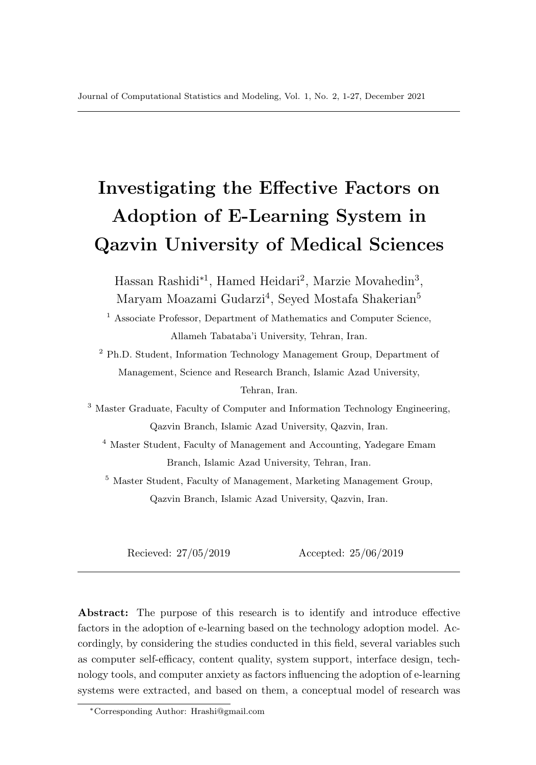# Investigating the Effective Factors on Adoption of E-Learning System in Qazvin University of Medical Sciences

Hassan Rashidi*[1], Hamed Heidari[2], Marzie Movahedin[3], Maryam Moazami Gudarzi[4], Seyed Mostafa Shakerian[5]

[1] Associate Professor, Department of Mathematics and Computer Science, Allameh Tabataba'i University, Tehran, Iran.

[2] Ph.D. Student, Information Technology Management Group, Department of Management, Science and Research Branch, Islamic Azad University, Tehran, Iran.

[3] Master Graduate, Faculty of Computer and Information Technology Engineering, Qazvin Branch, Islamic Azad University, Qazvin, Iran.

[4] Master Student, Faculty of Management and Accounting, Yadegare Emam Branch, Islamic Azad University, Tehran, Iran.

[5] Master Student, Faculty of Management, Marketing Management Group, Qazvin Branch, Islamic Azad University, Qazvin, Iran.

Recieved: 27/05/2019 Accepted: 25/06/2019

---

**Abstract:** The purpose of this research is to identify and introduce effective factors in the adoption of e-learning based on the technology adoption model. Accordingly, by considering the studies conducted in this field, several variables such as computer self-efficacy, content quality, system support, interface design, technology tools, and computer anxiety as factors influencing the adoption of e-learning systems were extracted, and based on them, a conceptual model of research was

---

*Corresponding Author: Hrashi@gmail.com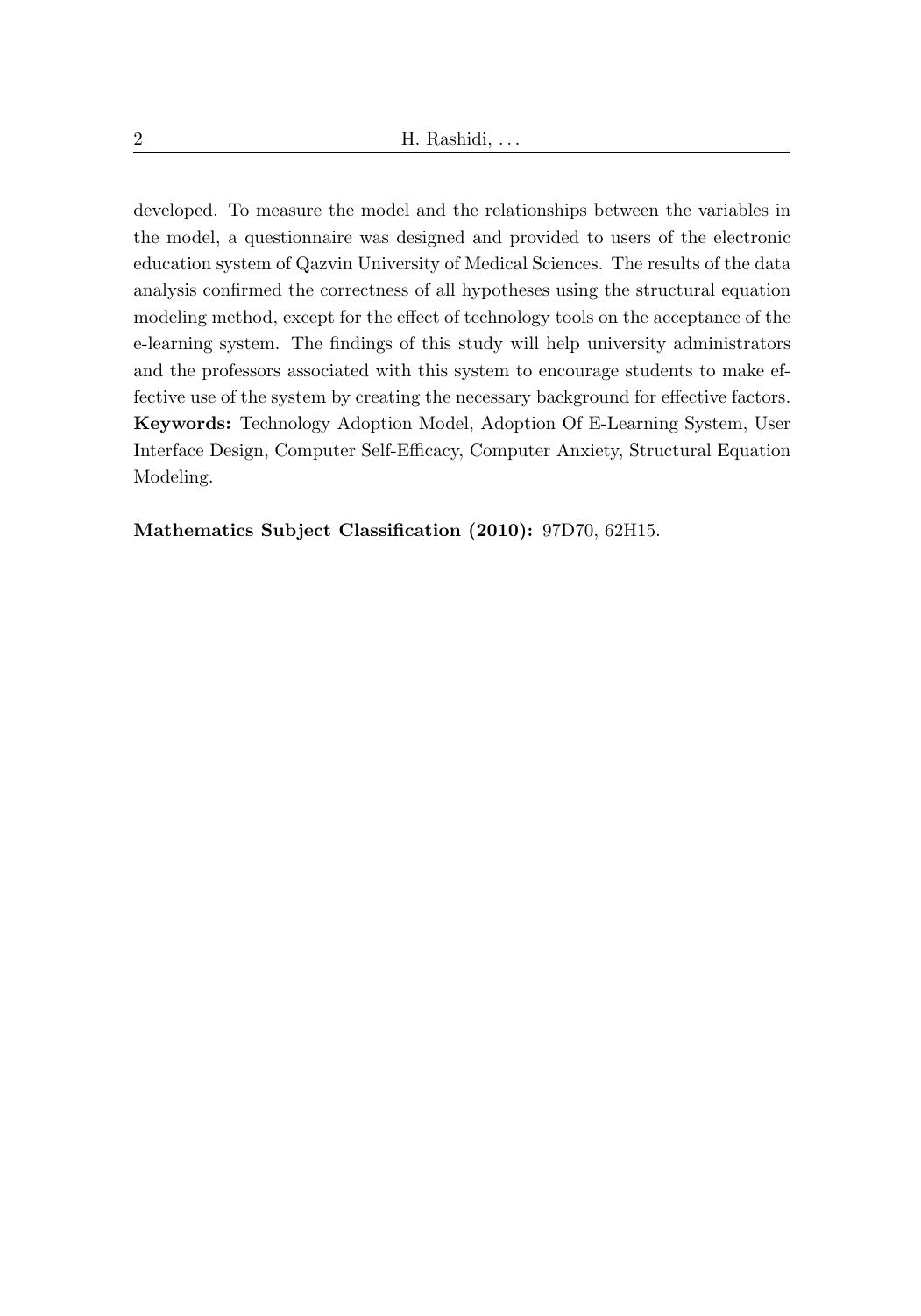developed. To measure the model and the relationships between the variables in the model, a questionnaire was designed and provided to users of the electronic education system of Qazvin University of Medical Sciences. The results of the data analysis confirmed the correctness of all hypotheses using the structural equation modeling method, except for the effect of technology tools on the acceptance of the e-learning system. The findings of this study will help university administrators and the professors associated with this system to encourage students to make effective use of the system by creating the necessary background for effective factors.

**Keywords:** Technology Adoption Model, Adoption Of E-Learning System, User Interface Design, Computer Self-Efficacy, Computer Anxiety, Structural Equation Modeling.

**Mathematics Subject Classification (2010):** 97D70, 62H15.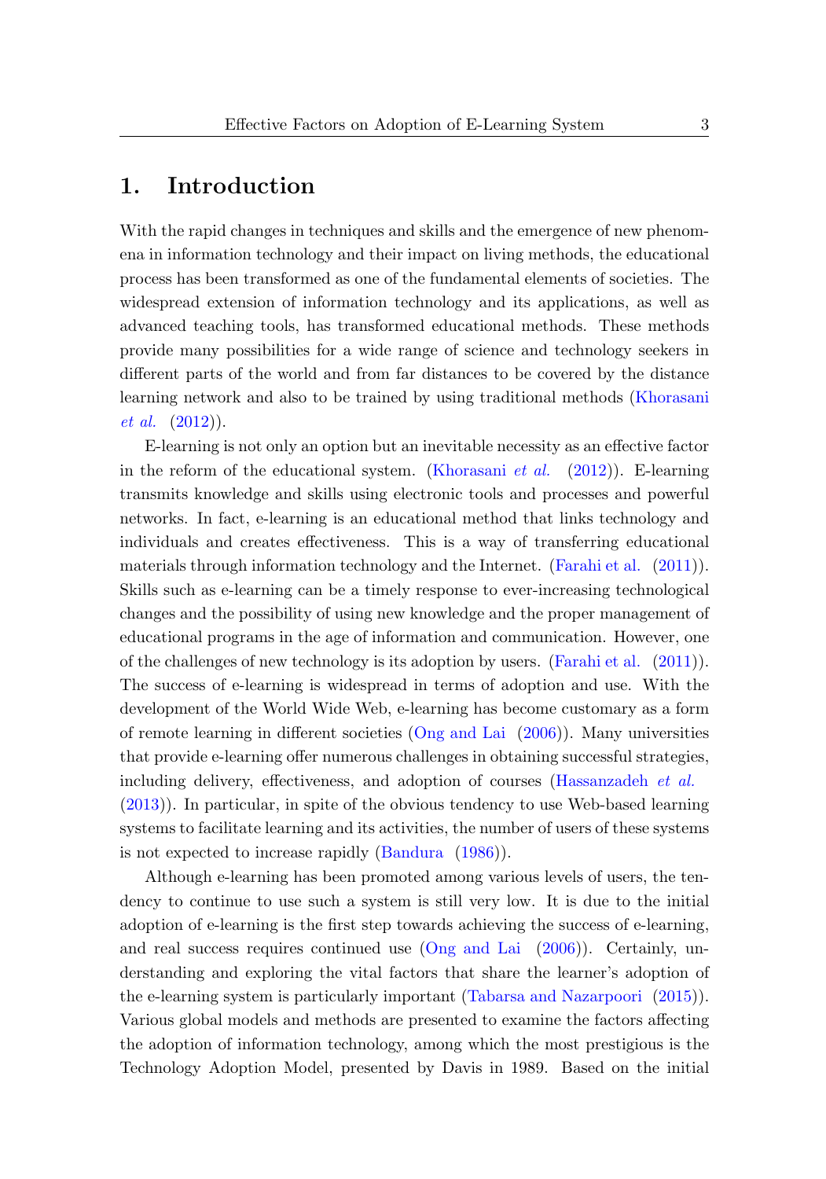# 1. Introduction

With the rapid changes in techniques and skills and the emergence of new phenomena in information technology and their impact on living methods, the educational process has been transformed as one of the fundamental elements of societies. The widespread extension of information technology and its applications, as well as advanced teaching tools, has transformed educational methods. These methods provide many possibilities for a wide range of science and technology seekers in different parts of the world and from far distances to be covered by the distance learning network and also to be trained by using traditional methods (Khorasani *et al.* (2012)).

E-learning is not only an option but an inevitable necessity as an effective factor in the reform of the educational system. (Khorasani *et al.* (2012)). E-learning transmits knowledge and skills using electronic tools and processes and powerful networks. In fact, e-learning is an educational method that links technology and individuals and creates effectiveness. This is a way of transferring educational materials through information technology and the Internet. (Farahi et al. (2011)). Skills such as e-learning can be a timely response to ever-increasing technological changes and the possibility of using new knowledge and the proper management of educational programs in the age of information and communication. However, one of the challenges of new technology is its adoption by users. (Farahi et al. (2011)). The success of e-learning is widespread in terms of adoption and use. With the development of the World Wide Web, e-learning has become customary as a form of remote learning in different societies (Ong and Lai (2006)). Many universities that provide e-learning offer numerous challenges in obtaining successful strategies, including delivery, effectiveness, and adoption of courses (Hassanzadeh *et al.* (2013)). In particular, in spite of the obvious tendency to use Web-based learning systems to facilitate learning and its activities, the number of users of these systems is not expected to increase rapidly (Bandura (1986)).

Although e-learning has been promoted among various levels of users, the tendency to continue to use such a system is still very low. It is due to the initial adoption of e-learning is the first step towards achieving the success of e-learning, and real success requires continued use (Ong and Lai (2006)). Certainly, understanding and exploring the vital factors that share the learner's adoption of the e-learning system is particularly important (Tabarsa and Nazarpoori (2015)). Various global models and methods are presented to examine the factors affecting the adoption of information technology, among which the most prestigious is the Technology Adoption Model, presented by Davis in 1989. Based on the initial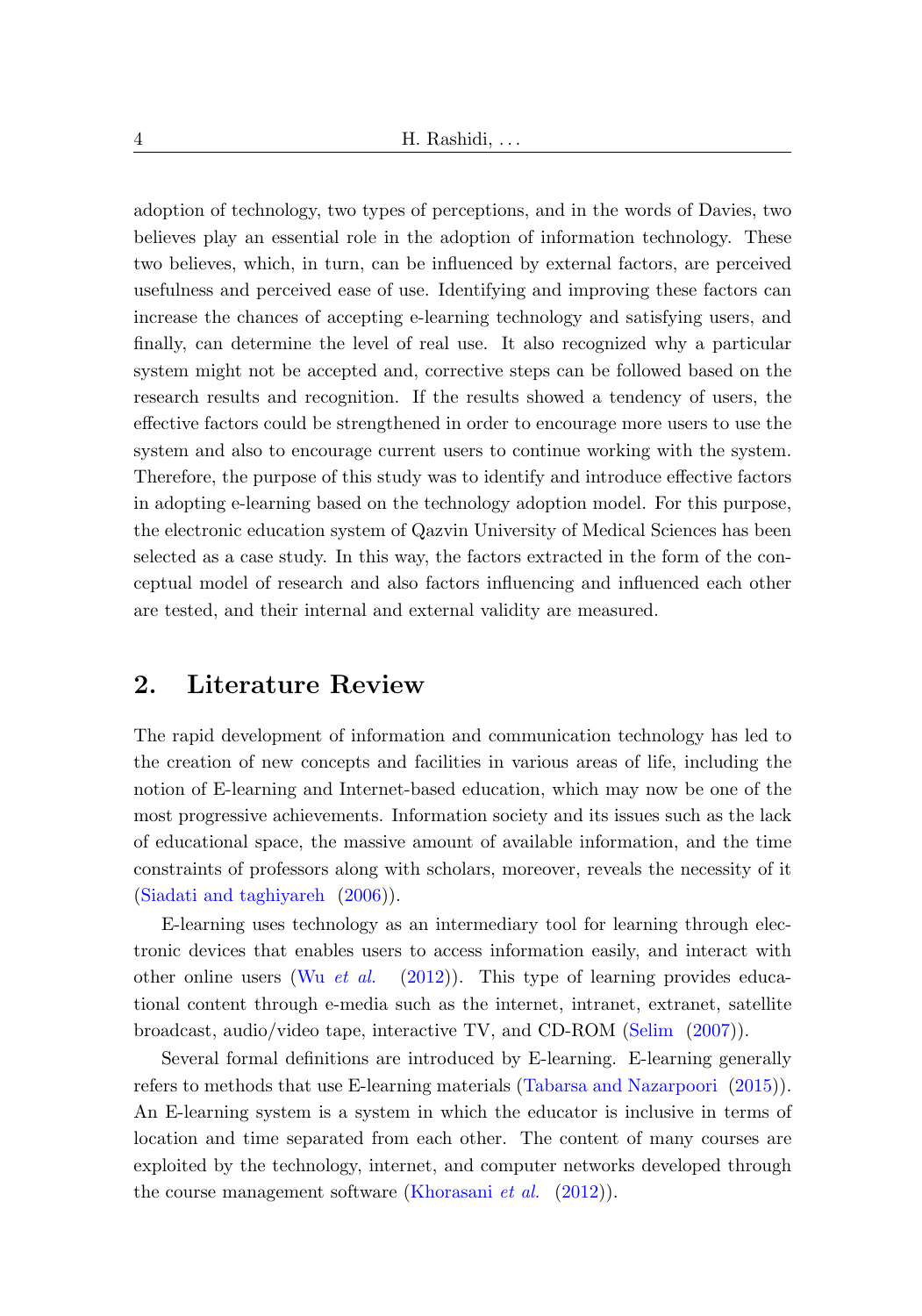adoption of technology, two types of perceptions, and in the words of Davies, two believes play an essential role in the adoption of information technology. These two believes, which, in turn, can be influenced by external factors, are perceived usefulness and perceived ease of use. Identifying and improving these factors can increase the chances of accepting e-learning technology and satisfying users, and finally, can determine the level of real use. It also recognized why a particular system might not be accepted and, corrective steps can be followed based on the research results and recognition. If the results showed a tendency of users, the effective factors could be strengthened in order to encourage more users to use the system and also to encourage current users to continue working with the system. Therefore, the purpose of this study was to identify and introduce effective factors in adopting e-learning based on the technology adoption model. For this purpose, the electronic education system of Qazvin University of Medical Sciences has been selected as a case study. In this way, the factors extracted in the form of the conceptual model of research and also factors influencing and influenced each other are tested, and their internal and external validity are measured.

## 2. Literature Review

The rapid development of information and communication technology has led to the creation of new concepts and facilities in various areas of life, including the notion of E-learning and Internet-based education, which may now be one of the most progressive achievements. Information society and its issues such as the lack of educational space, the massive amount of available information, and the time constraints of professors along with scholars, moreover, reveals the necessity of it (Siadati and taghiyareh (2006)).

E-learning uses technology as an intermediary tool for learning through electronic devices that enables users to access information easily, and interact with other online users (Wu *et al.* (2012)). This type of learning provides educational content through e-media such as the internet, intranet, extranet, satellite broadcast, audio/video tape, interactive TV, and CD-ROM (Selim (2007)).

Several formal definitions are introduced by E-learning. E-learning generally refers to methods that use E-learning materials (Tabarsa and Nazarpoori (2015)). An E-learning system is a system in which the educator is inclusive in terms of location and time separated from each other. The content of many courses are exploited by the technology, internet, and computer networks developed through the course management software (Khorasani *et al.* (2012)).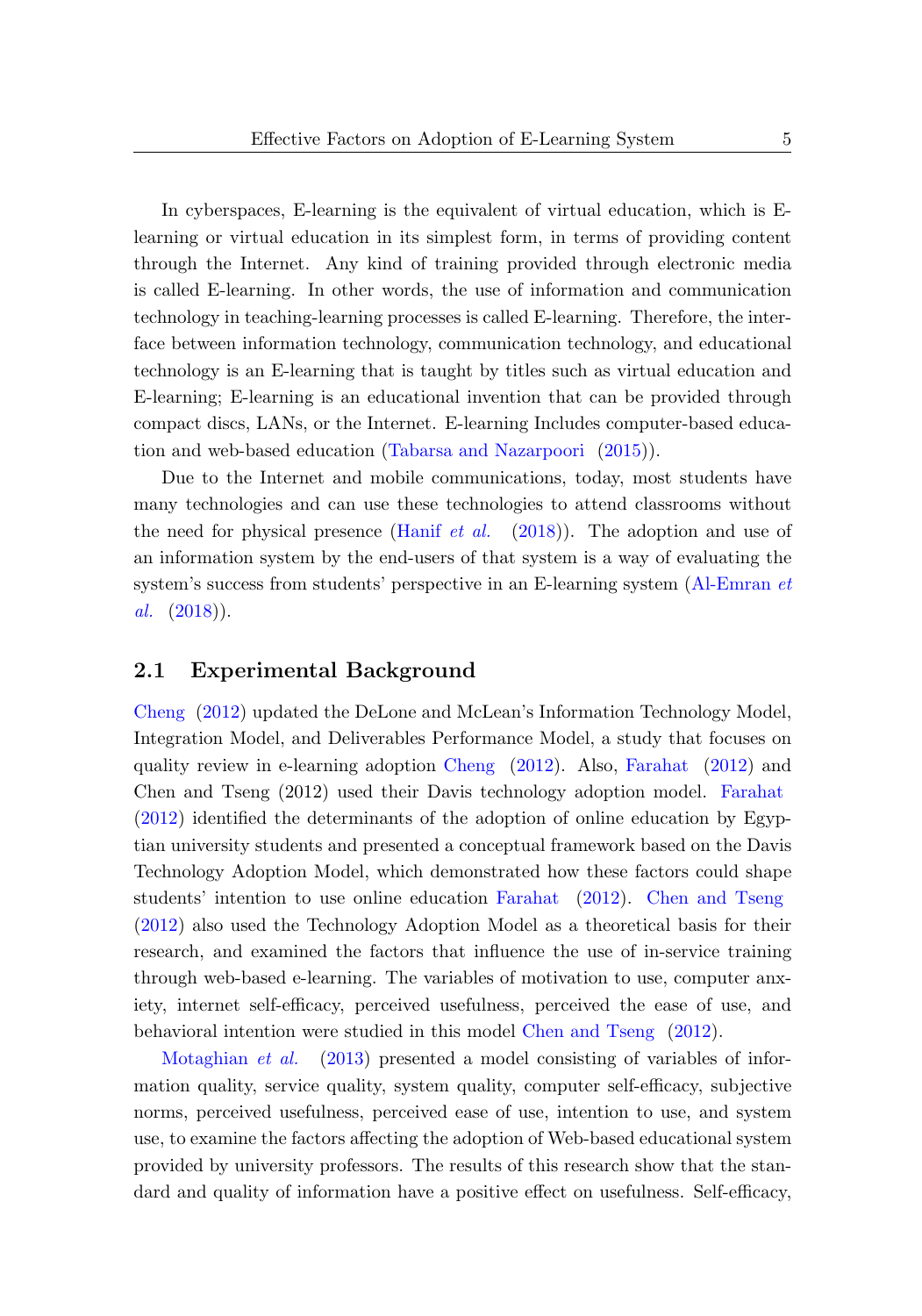In cyberspaces, E-learning is the equivalent of virtual education, which is E-learning or virtual education in its simplest form, in terms of providing content through the Internet. Any kind of training provided through electronic media is called E-learning. In other words, the use of information and communication technology in teaching-learning processes is called E-learning. Therefore, the interface between information technology, communication technology, and educational technology is an E-learning that is taught by titles such as virtual education and E-learning; E-learning is an educational invention that can be provided through compact discs, LANs, or the Internet. E-learning Includes computer-based education and web-based education (Tabarsa and Nazarpoori (2015)).

Due to the Internet and mobile communications, today, most students have many technologies and can use these technologies to attend classrooms without the need for physical presence (Hanif *et al.* (2018)). The adoption and use of an information system by the end-users of that system is a way of evaluating the system's success from students' perspective in an E-learning system (Al-Emran *et al.* (2018)).

## 2.1 Experimental Background

Cheng (2012) updated the DeLone and McLean's Information Technology Model, Integration Model, and Deliverables Performance Model, a study that focuses on quality review in e-learning adoption Cheng (2012). Also, Farahat (2012) and Chen and Tseng (2012) used their Davis technology adoption model. Farahat (2012) identified the determinants of the adoption of online education by Egyptian university students and presented a conceptual framework based on the Davis Technology Adoption Model, which demonstrated how these factors could shape students' intention to use online education Farahat (2012). Chen and Tseng (2012) also used the Technology Adoption Model as a theoretical basis for their research, and examined the factors that influence the use of in-service training through web-based e-learning. The variables of motivation to use, computer anxiety, internet self-efficacy, perceived usefulness, perceived the ease of use, and behavioral intention were studied in this model Chen and Tseng (2012).

Motaghian *et al.* (2013) presented a model consisting of variables of information quality, service quality, system quality, computer self-efficacy, subjective norms, perceived usefulness, perceived ease of use, intention to use, and system use, to examine the factors affecting the adoption of Web-based educational system provided by university professors. The results of this research show that the standard and quality of information have a positive effect on usefulness. Self-efficacy,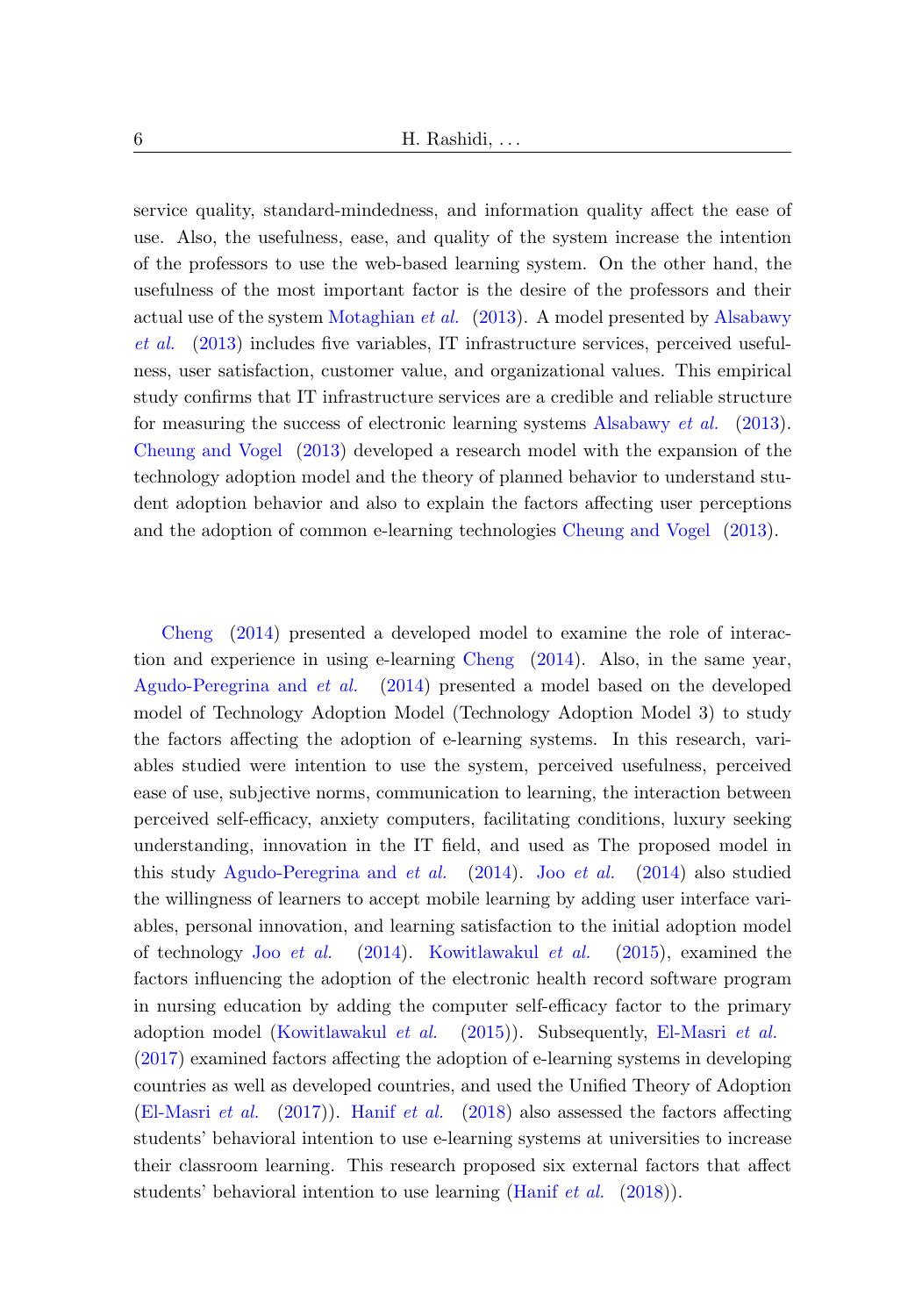service quality, standard-mindedness, and information quality affect the ease of use. Also, the usefulness, ease, and quality of the system increase the intention of the professors to use the web-based learning system. On the other hand, the usefulness of the most important factor is the desire of the professors and their actual use of the system Motaghian *et al.* (2013). A model presented by Alsabawy *et al.* (2013) includes five variables, IT infrastructure services, perceived usefulness, user satisfaction, customer value, and organizational values. This empirical study confirms that IT infrastructure services are a credible and reliable structure for measuring the success of electronic learning systems Alsabawy *et al.* (2013). Cheung and Vogel (2013) developed a research model with the expansion of the technology adoption model and the theory of planned behavior to understand student adoption behavior and also to explain the factors affecting user perceptions and the adoption of common e-learning technologies Cheung and Vogel (2013).

Cheng (2014) presented a developed model to examine the role of interaction and experience in using e-learning Cheng (2014). Also, in the same year, Agudo-Peregrina and *et al.* (2014) presented a model based on the developed model of Technology Adoption Model (Technology Adoption Model 3) to study the factors affecting the adoption of e-learning systems. In this research, variables studied were intention to use the system, perceived usefulness, perceived ease of use, subjective norms, communication to learning, the interaction between perceived self-efficacy, anxiety computers, facilitating conditions, luxury seeking understanding, innovation in the IT field, and used as The proposed model in this study Agudo-Peregrina and *et al.* (2014). Joo *et al.* (2014) also studied the willingness of learners to accept mobile learning by adding user interface variables, personal innovation, and learning satisfaction to the initial adoption model of technology Joo *et al.* (2014). Kowitlawakul *et al.* (2015), examined the factors influencing the adoption of the electronic health record software program in nursing education by adding the computer self-efficacy factor to the primary adoption model (Kowitlawakul *et al.* (2015)). Subsequently, El-Masri *et al.* (2017) examined factors affecting the adoption of e-learning systems in developing countries as well as developed countries, and used the Unified Theory of Adoption (El-Masri *et al.* (2017)). Hanif *et al.* (2018) also assessed the factors affecting students' behavioral intention to use e-learning systems at universities to increase their classroom learning. This research proposed six external factors that affect students' behavioral intention to use learning (Hanif *et al.* (2018)).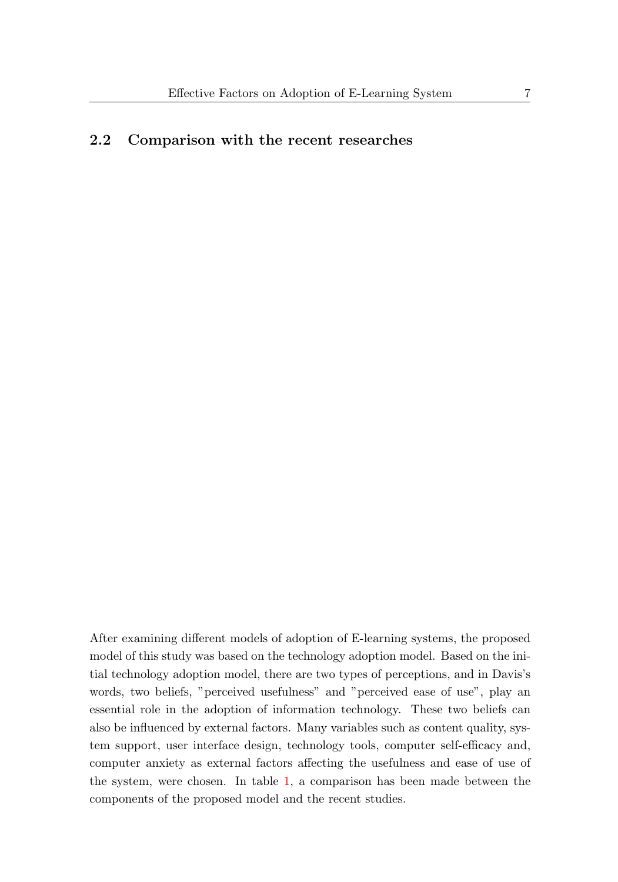## 2.2 Comparison with the recent researches

After examining different models of adoption of E-learning systems, the proposed model of this study was based on the technology adoption model. Based on the initial technology adoption model, there are two types of perceptions, and in Davis's words, two beliefs, "perceived usefulness" and "perceived ease of use", play an essential role in the adoption of information technology. These two beliefs can also be influenced by external factors. Many variables such as content quality, system support, user interface design, technology tools, computer self-efficacy and, computer anxiety as external factors affecting the usefulness and ease of use of the system, were chosen. In table 1, a comparison has been made between the components of the proposed model and the recent studies.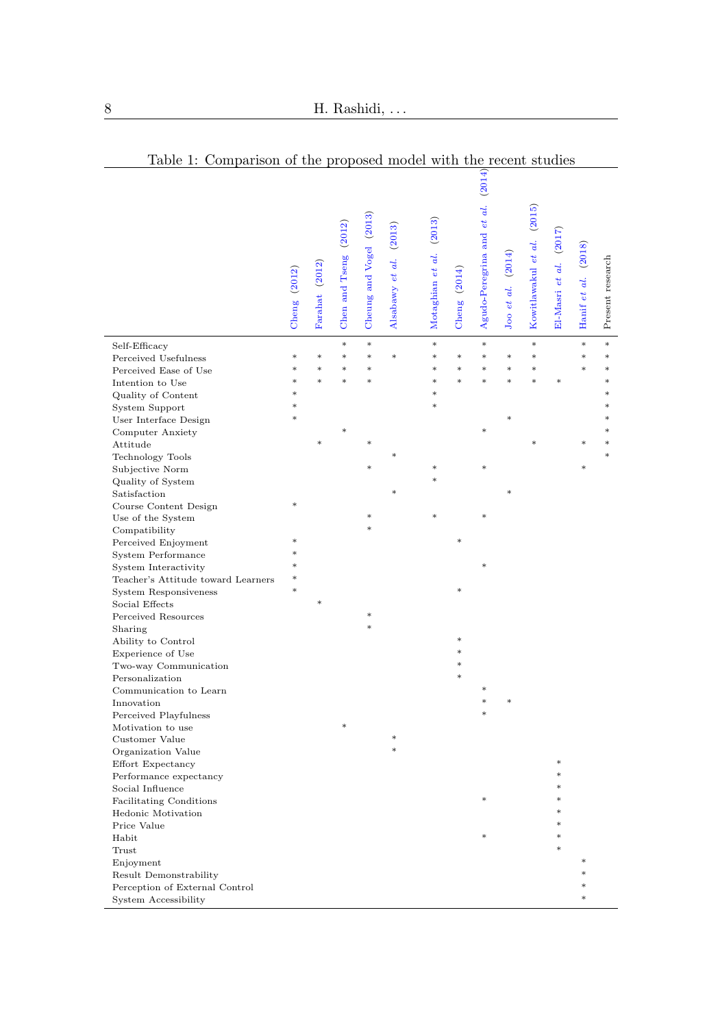Table 1: Comparison of the proposed model with the recent studies

| | Cheng (2012) | Farahat (2012) | Chen and Tseng (2012) | Cheung and Vogel (2013) | Alsabawy *et al.* (2013) | Motaghian *et al.* (2013) | Cheng (2014) | Agudo-Peregrina and *et al.* (2014) | Joo *et al.* (2014) | Kowitlawakul *et al.* (2015) | El-Masri *et al.* (2017) | Hanif *et al.* (2018) | Present research |
|---|---|---|---|---|---|---|---|---|---|---|---|---|---|
| Self-Efficacy | | | * | * | | * | | * | | * | | * | * |
| Perceived Usefulness | * | * | * | * | * | * | * | * | * | * | | * | * |
| Perceived Ease of Use | * | * | * | * | | * | * | * | * | * | | * | * |
| Intention to Use | * | * | * | * | | * | * | * | * | * | * | | * |
| Quality of Content | * | | | | | * | | | | | | | * |
| System Support | * | | | | | * | | | | | | | * |
| User Interface Design | * | | | | | | | | * | | | | * |
| Computer Anxiety | | | * | | | | | * | | | | | * |
| Attitude | | * | | * | | | | | | * | | * | * |
| Technology Tools | | | | | * | | | | | | | | * |
| Subjective Norm | | | | * | | * | | * | | | | * | |
| Quality of System | | | | | | * | | | | | | | |
| Satisfaction | | | | | * | | | | * | | | | |
| Course Content Design | * | | | | | | | | | | | | |
| Use of the System | | | | * | | * | | * | | | | | |
| Compatibility | | | | * | | | | | | | | | |
| Perceived Enjoyment | * | | | | | | * | | | | | | |
| System Performance | * | | | | | | | | | | | | |
| System Interactivity | * | | | | | | | * | | | | | |
| Teacher's Attitude toward Learners | * | | | | | | | | | | | | |
| System Responsiveness | * | | | | | | * | | | | | | |
| Social Effects | | * | | | | | | | | | | | |
| Perceived Resources | | | | * | | | | | | | | | |
| Sharing | | | | * | | | | | | | | | |
| Ability to Control | | | | | | | * | | | | | | |
| Experience of Use | | | | | | | * | | | | | | |
| Two-way Communication | | | | | | | * | | | | | | |
| Personalization | | | | | | | * | | | | | | |
| Communication to Learn | | | | | | | | * | | | | | |
| Innovation | | | | | | | | * | * | | | | |
| Perceived Playfulness | | | | | | | | * | | | | | |
| Motivation to use | | | * | | | | | | | | | | |
| Customer Value | | | | | * | | | | | | | | |
| Organization Value | | | | | * | | | | | | | | |
| Effort Expectancy | | | | | | | | | | | * | | |
| Performance expectancy | | | | | | | | | | | * | | |
| Social Influence | | | | | | | | | | | * | | |
| Facilitating Conditions | | | | | | | | * | | | * | | |
| Hedonic Motivation | | | | | | | | | | | * | | |
| Price Value | | | | | | | | | | | * | | |
| Habit | | | | | | | | * | | | * | | |
| Trust | | | | | | | | | | | * | | |
| Enjoyment | | | | | | | | | | | | * | |
| Result Demonstrability | | | | | | | | | | | | * | |
| Perception of External Control | | | | | | | | | | | | * | |
| System Accessibility | | | | | | | | | | | | * | |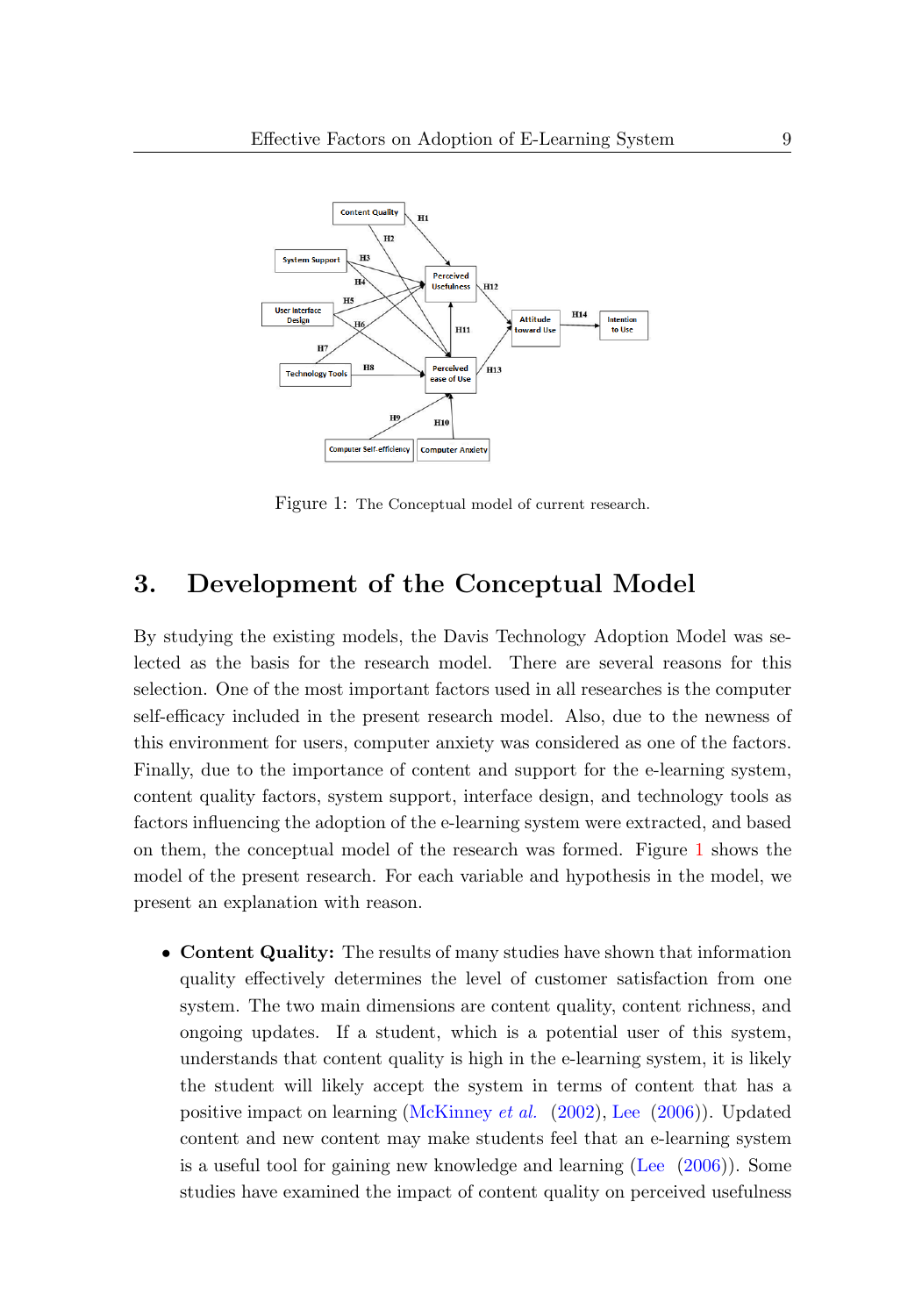Figure 1: The Conceptual model of current research.

## 3. Development of the Conceptual Model

By studying the existing models, the Davis Technology Adoption Model was selected as the basis for the research model. There are several reasons for this selection. One of the most important factors used in all researches is the computer self-efficacy included in the present research model. Also, due to the newness of this environment for users, computer anxiety was considered as one of the factors. Finally, due to the importance of content and support for the e-learning system, content quality factors, system support, interface design, and technology tools as factors influencing the adoption of the e-learning system were extracted, and based on them, the conceptual model of the research was formed. Figure 1 shows the model of the present research. For each variable and hypothesis in the model, we present an explanation with reason.

- **Content Quality:** The results of many studies have shown that information quality effectively determines the level of customer satisfaction from one system. The two main dimensions are content quality, content richness, and ongoing updates. If a student, which is a potential user of this system, understands that content quality is high in the e-learning system, it is likely the student will likely accept the system in terms of content that has a positive impact on learning (McKinney *et al.* (2002), Lee (2006)). Updated content and new content may make students feel that an e-learning system is a useful tool for gaining new knowledge and learning (Lee (2006)). Some studies have examined the impact of content quality on perceived usefulness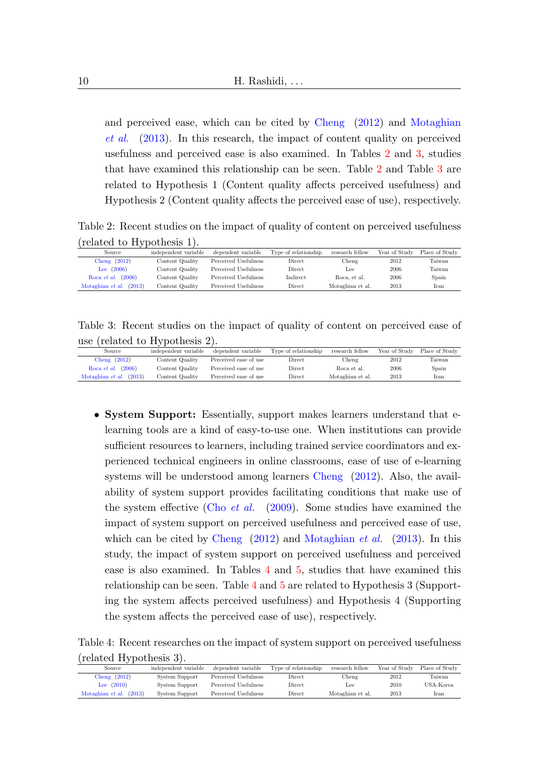and perceived ease, which can be cited by Cheng (2012) and Motaghian *et al.* (2013). In this research, the impact of content quality on perceived usefulness and perceived ease is also examined. In Tables 2 and 3, studies that have examined this relationship can be seen. Table 2 and Table 3 are related to Hypothesis 1 (Content quality affects perceived usefulness) and Hypothesis 2 (Content quality affects the perceived ease of use), respectively.

Table 2: Recent studies on the impact of quality of content on perceived usefulness (related to Hypothesis 1).

| Source | independent variable | dependent variable | Type of relationship | research fellow | Year of Study | Place of Study |
|---|---|---|---|---|---|---|
| Cheng (2012) | Content Quality | Perceived Usefulness | Direct | Cheng | 2012 | Taiwan |
| Lee (2006) | Content Quality | Perceived Usefulness | Direct | Lee | 2006 | Taiwan |
| Roca *et al.* (2006) | Content Quality | Perceived Usefulness | Indirect | Roca, et al. | 2006 | Spain |
| Motaghian *et al.* (2013) | Content Quality | Perceived Usefulness | Direct | Motaghian et al. | 2013 | Iran |

Table 3: Recent studies on the impact of quality of content on perceived ease of use (related to Hypothesis 2).

| Source | independent variable | dependent variable | Type of relationship | research fellow | Year of Study | Place of Study |
|---|---|---|---|---|---|---|
| Cheng (2012) | Content Quality | Perceived ease of use | Direct | Cheng | 2012 | Taiwan |
| Roca *et al.* (2006) | Content Quality | Perceived ease of use | Direct | Roca et al. | 2006 | Spain |
| Motaghian *et al.* (2013) | Content Quality | Perceived ease of use | Direct | Motaghian et al. | 2013 | Iran |

- **System Support:** Essentially, support makes learners understand that e-learning tools are a kind of easy-to-use one. When institutions can provide sufficient resources to learners, including trained service coordinators and experienced technical engineers in online classrooms, ease of use of e-learning systems will be understood among learners Cheng (2012). Also, the availability of system support provides facilitating conditions that make use of the system effective (Cho *et al.* (2009). Some studies have examined the impact of system support on perceived usefulness and perceived ease of use, which can be cited by Cheng (2012) and Motaghian *et al.* (2013). In this study, the impact of system support on perceived usefulness and perceived ease is also examined. In Tables 4 and 5, studies that have examined this relationship can be seen. Table 4 and 5 are related to Hypothesis 3 (Supporting the system affects perceived usefulness) and Hypothesis 4 (Supporting the system affects the perceived ease of use), respectively.

Table 4: Recent researches on the impact of system support on perceived usefulness (related Hypothesis 3).

| Source | independent variable | dependent variable | Type of relationship | research fellow | Year of Study | Place of Study |
|---|---|---|---|---|---|---|
| Cheng (2012) | System Support | Perceived Usefulness | Direct | Cheng | 2012 | Taiwan |
| Lee (2010) | System Support | Perceived Usefulness | Direct | Lee | 2010 | USA-Korea |
| Motaghian *et al.* (2013) | System Support | Perceived Usefulness | Direct | Motaghian et al. | 2013 | Iran |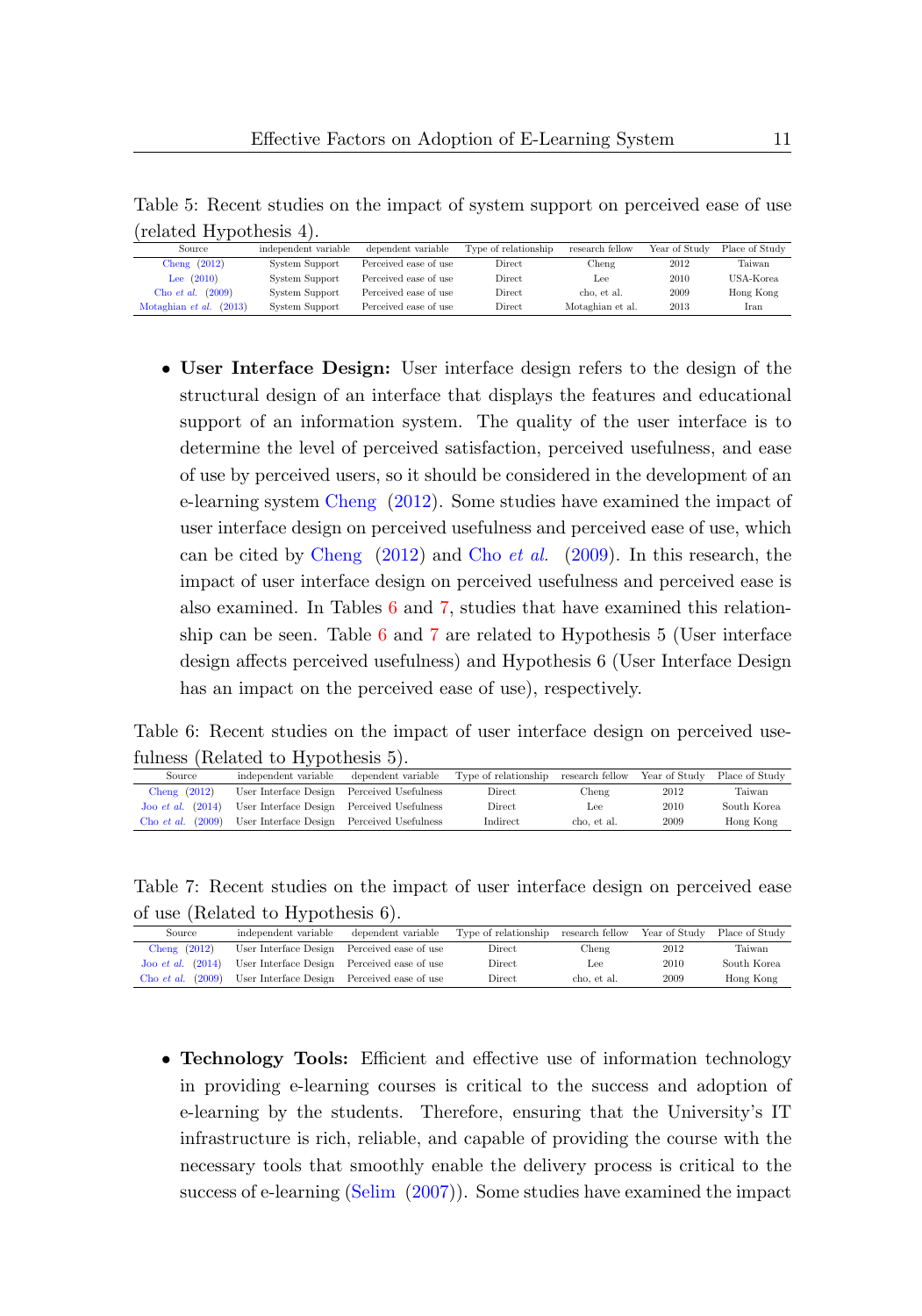Table 5: Recent studies on the impact of system support on perceived ease of use (related Hypothesis 4).

| Source | independent variable | dependent variable | Type of relationship | research fellow | Year of Study | Place of Study |
|---|---|---|---|---|---|---|
| Cheng (2012) | System Support | Perceived ease of use | Direct | Cheng | 2012 | Taiwan |
| Lee (2010) | System Support | Perceived ease of use | Direct | Lee | 2010 | USA-Korea |
| Cho *et al.* (2009) | System Support | Perceived ease of use | Direct | cho, et al. | 2009 | Hong Kong |
| Motaghian *et al.* (2013) | System Support | Perceived ease of use | Direct | Motaghian et al. | 2013 | Iran |

- **User Interface Design:** User interface design refers to the design of the structural design of an interface that displays the features and educational support of an information system. The quality of the user interface is to determine the level of perceived satisfaction, perceived usefulness, and ease of use by perceived users, so it should be considered in the development of an e-learning system Cheng (2012). Some studies have examined the impact of user interface design on perceived usefulness and perceived ease of use, which can be cited by Cheng (2012) and Cho *et al.* (2009). In this research, the impact of user interface design on perceived usefulness and perceived ease is also examined. In Tables 6 and 7, studies that have examined this relationship can be seen. Table 6 and 7 are related to Hypothesis 5 (User interface design affects perceived usefulness) and Hypothesis 6 (User Interface Design has an impact on the perceived ease of use), respectively.

Table 6: Recent studies on the impact of user interface design on perceived usefulness (Related to Hypothesis 5).

| Source | independent variable | dependent variable | Type of relationship | research fellow | Year of Study | Place of Study |
|---|---|---|---|---|---|---|
| Cheng (2012) | User Interface Design | Perceived Usefulness | Direct | Cheng | 2012 | Taiwan |
| Joo *et al.* (2014) | User Interface Design | Perceived Usefulness | Direct | Lee | 2010 | South Korea |
| Cho *et al.* (2009) | User Interface Design | Perceived Usefulness | Indirect | cho, et al. | 2009 | Hong Kong |

Table 7: Recent studies on the impact of user interface design on perceived ease of use (Related to Hypothesis 6).

| Source | independent variable | dependent variable | Type of relationship | research fellow | Year of Study | Place of Study |
|---|---|---|---|---|---|---|
| Cheng (2012) | User Interface Design | Perceived ease of use | Direct | Cheng | 2012 | Taiwan |
| Joo *et al.* (2014) | User Interface Design | Perceived ease of use | Direct | Lee | 2010 | South Korea |
| Cho *et al.* (2009) | User Interface Design | Perceived ease of use | Direct | cho, et al. | 2009 | Hong Kong |

- **Technology Tools:** Efficient and effective use of information technology in providing e-learning courses is critical to the success and adoption of e-learning by the students. Therefore, ensuring that the University's IT infrastructure is rich, reliable, and capable of providing the course with the necessary tools that smoothly enable the delivery process is critical to the success of e-learning (Selim (2007)). Some studies have examined the impact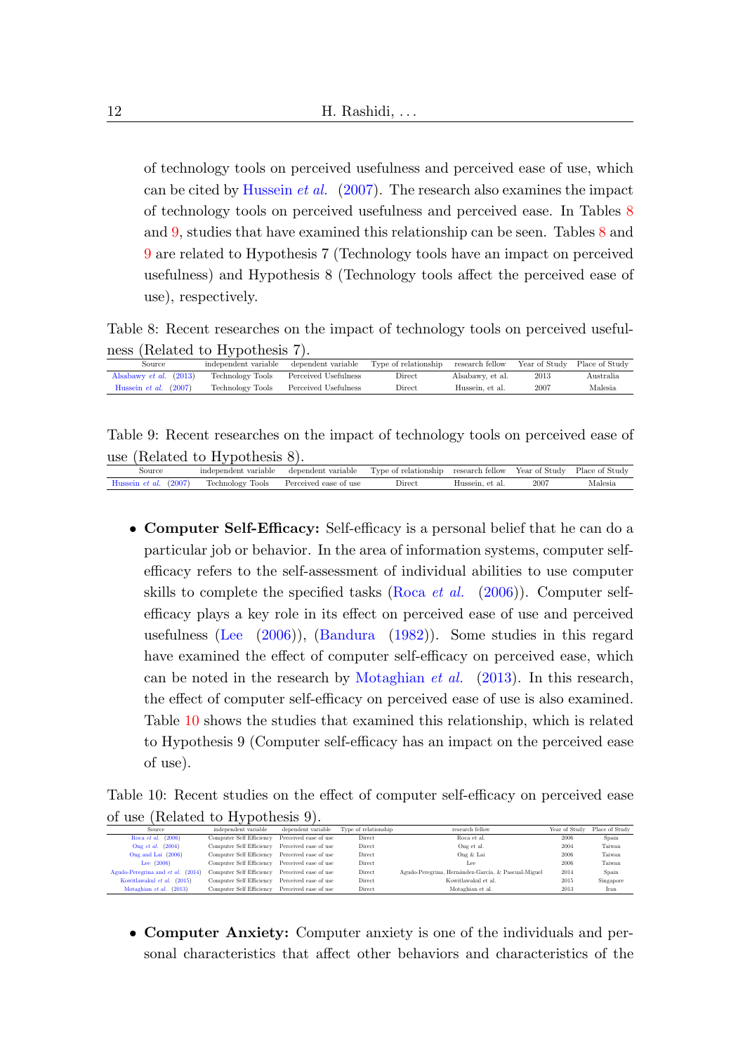of technology tools on perceived usefulness and perceived ease of use, which can be cited by Hussein *et al.* (2007). The research also examines the impact of technology tools on perceived usefulness and perceived ease. In Tables 8 and 9, studies that have examined this relationship can be seen. Tables 8 and 9 are related to Hypothesis 7 (Technology tools have an impact on perceived usefulness) and Hypothesis 8 (Technology tools affect the perceived ease of use), respectively.

Table 8: Recent researches on the impact of technology tools on perceived usefulness (Related to Hypothesis 7).

| Source | independent variable | dependent variable | Type of relationship | research fellow | Year of Study | Place of Study |
|---|---|---|---|---|---|---|
| Alsabawy *et al.* (2013) | Technology Tools | Perceived Usefulness | Direct | Alsabawy, et al. | 2013 | Australia |
| Hussein *et al.* (2007) | Technology Tools | Perceived Usefulness | Direct | Hussein, et al. | 2007 | Malesia |

Table 9: Recent researches on the impact of technology tools on perceived ease of use (Related to Hypothesis 8).

| Source | independent variable | dependent variable | Type of relationship | research fellow | Year of Study | Place of Study |
|---|---|---|---|---|---|---|
| Hussein *et al.* (2007) | Technology Tools | Perceived ease of use | Direct | Hussein, et al. | 2007 | Malesia |

- **Computer Self-Efficacy:** Self-efficacy is a personal belief that he can do a particular job or behavior. In the area of information systems, computer self-efficacy refers to the self-assessment of individual abilities to use computer skills to complete the specified tasks (Roca *et al.* (2006)). Computer self-efficacy plays a key role in its effect on perceived ease of use and perceived usefulness (Lee (2006)), (Bandura (1982)). Some studies in this regard have examined the effect of computer self-efficacy on perceived ease, which can be noted in the research by Motaghian *et al.* (2013). In this research, the effect of computer self-efficacy on perceived ease of use is also examined. Table 10 shows the studies that examined this relationship, which is related to Hypothesis 9 (Computer self-efficacy has an impact on the perceived ease of use).

Table 10: Recent studies on the effect of computer self-efficacy on perceived ease of use (Related to Hypothesis 9).

| Source | independent variable | dependent variable | Type of relationship | research fellow | Year of Study | Place of Study |
|---|---|---|---|---|---|---|
| Roca *et al.* (2006) | Computer Self Efficiency | Perceived ease of use | Direct | Roca et al. | 2006 | Spain |
| Ong *et al.* (2004) | Computer Self Efficiency | Perceived ease of use | Direct | Ong et al. | 2004 | Taiwan |
| Ong and Lai (2006) | Computer Self Efficiency | Perceived ease of use | Direct | Ong & Lai | 2006 | Taiwan |
| Lee (2006) | Computer Self Efficiency | Perceived ease of use | Direct | Lee | 2006 | Taiwan |
| Agudo-Peregrina and *et al.* (2014) | Computer Self Efficiency | Perceived ease of use | Direct | Agudo-Peregrina, Hernández-García, & Pascual-Miguel | 2014 | Spain |
| Kowitlawakul *et al.* (2015) | Computer Self Efficiency | Perceived ease of use | Direct | Kowitlawakul et al. | 2015 | Singapore |
| Motaghian *et al.* (2013) | Computer Self Efficiency | Perceived ease of use | Direct | Motaghian et al. | 2013 | Iran |

- **Computer Anxiety:** Computer anxiety is one of the individuals and personal characteristics that affect other behaviors and characteristics of the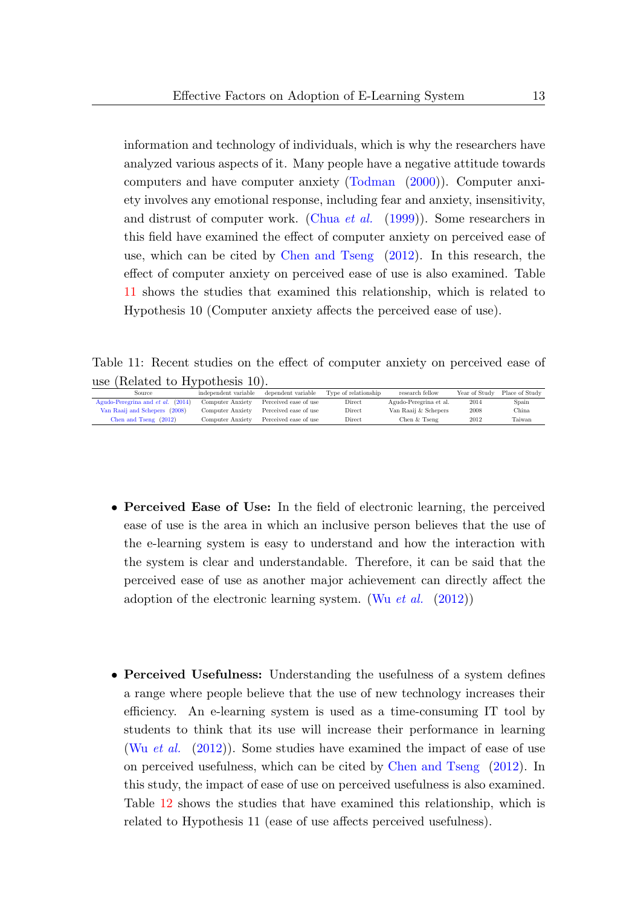information and technology of individuals, which is why the researchers have analyzed various aspects of it. Many people have a negative attitude towards computers and have computer anxiety (Todman (2000)). Computer anxiety involves any emotional response, including fear and anxiety, insensitivity, and distrust of computer work. (Chua *et al.* (1999)). Some researchers in this field have examined the effect of computer anxiety on perceived ease of use, which can be cited by Chen and Tseng (2012). In this research, the effect of computer anxiety on perceived ease of use is also examined. Table 11 shows the studies that examined this relationship, which is related to Hypothesis 10 (Computer anxiety affects the perceived ease of use).

Table 11: Recent studies on the effect of computer anxiety on perceived ease of use (Related to Hypothesis 10).

| Source | independent variable | dependent variable | Type of relationship | research fellow | Year of Study | Place of Study |
|---|---|---|---|---|---|---|
| Agudo-Peregrina and *et al.* (2014) | Computer Anxiety | Perceived ease of use | Direct | Agudo-Peregrina et al. | 2014 | Spain |
| Van Raaij and Schepers (2008) | Computer Anxiety | Perceived ease of use | Direct | Van Raaij & Schepers | 2008 | China |
| Chen and Tseng (2012) | Computer Anxiety | Perceived ease of use | Direct | Chen & Tseng | 2012 | Taiwan |

- **Perceived Ease of Use:** In the field of electronic learning, the perceived ease of use is the area in which an inclusive person believes that the use of the e-learning system is easy to understand and how the interaction with the system is clear and understandable. Therefore, it can be said that the perceived ease of use as another major achievement can directly affect the adoption of the electronic learning system. (Wu *et al.* (2012))

- **Perceived Usefulness:** Understanding the usefulness of a system defines a range where people believe that the use of new technology increases their efficiency. An e-learning system is used as a time-consuming IT tool by students to think that its use will increase their performance in learning (Wu *et al.* (2012)). Some studies have examined the impact of ease of use on perceived usefulness, which can be cited by Chen and Tseng (2012). In this study, the impact of ease of use on perceived usefulness is also examined. Table 12 shows the studies that have examined this relationship, which is related to Hypothesis 11 (ease of use affects perceived usefulness).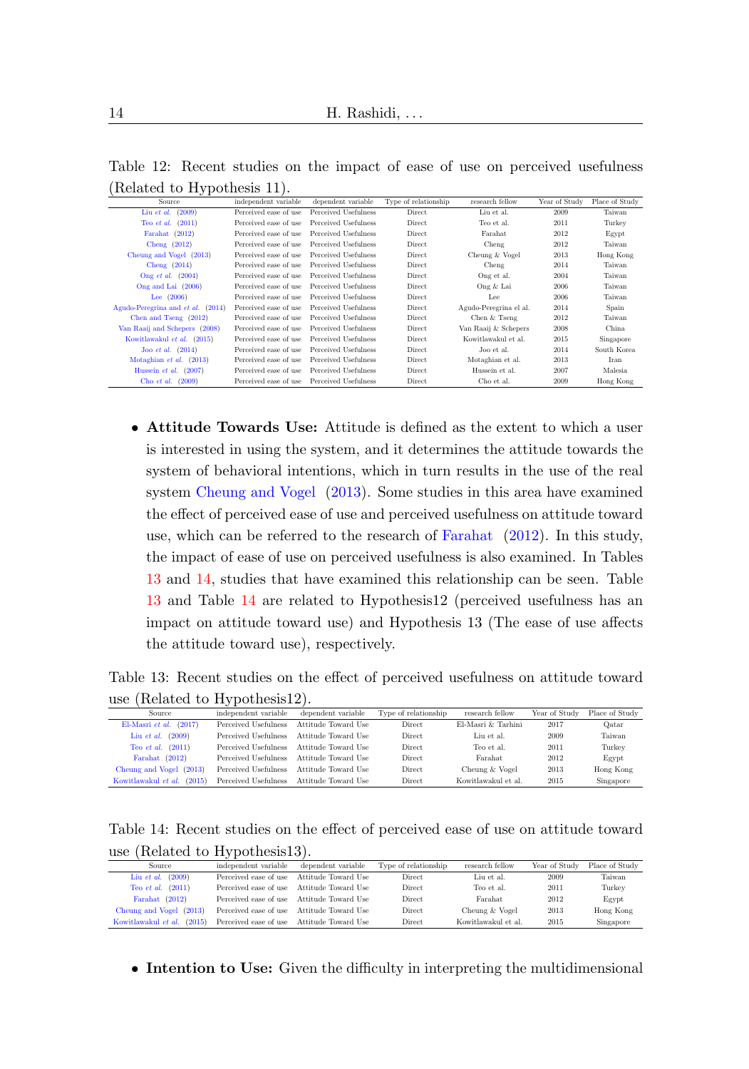Table 12: Recent studies on the impact of ease of use on perceived usefulness (Related to Hypothesis 11).

| Source | independent variable | dependent variable | Type of relationship | research fellow | Year of Study | Place of Study |
|---|---|---|---|---|---|---|
| Liu *et al.* (2009) | Perceived ease of use | Perceived Usefulness | Direct | Liu et al. | 2009 | Taiwan |
| Teo *et al.* (2011) | Perceived ease of use | Perceived Usefulness | Direct | Teo et al. | 2011 | Turkey |
| Farahat (2012) | Perceived ease of use | Perceived Usefulness | Direct | Farahat | 2012 | Egypt |
| Cheng (2012) | Perceived ease of use | Perceived Usefulness | Direct | Cheng | 2012 | Taiwan |
| Cheung and Vogel (2013) | Perceived ease of use | Perceived Usefulness | Direct | Cheung & Vogel | 2013 | Hong Kong |
| Cheng (2014) | Perceived ease of use | Perceived Usefulness | Direct | Cheng | 2014 | Taiwan |
| Ong *et al.* (2004) | Perceived ease of use | Perceived Usefulness | Direct | Ong et al. | 2004 | Taiwan |
| Ong and Lai (2006) | Perceived ease of use | Perceived Usefulness | Direct | Ong & Lai | 2006 | Taiwan |
| Lee (2006) | Perceived ease of use | Perceived Usefulness | Direct | Lee | 2006 | Taiwan |
| Agudo-Peregrina and *et al.* (2014) | Perceived ease of use | Perceived Usefulness | Direct | Agudo-Peregrina el al. | 2014 | Spain |
| Chen and Tseng (2012) | Perceived ease of use | Perceived Usefulness | Direct | Chen & Tseng | 2012 | Taiwan |
| Van Raaij and Schepers (2008) | Perceived ease of use | Perceived Usefulness | Direct | Van Raaij & Schepers | 2008 | China |
| Kowitlawakul *et al.* (2015) | Perceived ease of use | Perceived Usefulness | Direct | Kowitlawakul et al. | 2015 | Singapore |
| Joo *et al.* (2014) | Perceived ease of use | Perceived Usefulness | Direct | Joo et al. | 2014 | South Korea |
| Motaghian *et al.* (2013) | Perceived ease of use | Perceived Usefulness | Direct | Motaghian et al. | 2013 | Iran |
| Hussein *et al.* (2007) | Perceived ease of use | Perceived Usefulness | Direct | Hussein et al. | 2007 | Malesia |
| Cho *et al.* (2009) | Perceived ease of use | Perceived Usefulness | Direct | Cho et al. | 2009 | Hong Kong |

- **Attitude Towards Use:** Attitude is defined as the extent to which a user is interested in using the system, and it determines the attitude towards the system of behavioral intentions, which in turn results in the use of the real system Cheung and Vogel (2013). Some studies in this area have examined the effect of perceived ease of use and perceived usefulness on attitude toward use, which can be referred to the research of Farahat (2012). In this study, the impact of ease of use on perceived usefulness is also examined. In Tables 13 and 14, studies that have examined this relationship can be seen. Table 13 and Table 14 are related to Hypothesis12 (perceived usefulness has an impact on attitude toward use) and Hypothesis 13 (The ease of use affects the attitude toward use), respectively.

Table 13: Recent studies on the effect of perceived usefulness on attitude toward use (Related to Hypothesis12).

| Source | independent variable | dependent variable | Type of relationship | research fellow | Year of Study | Place of Study |
|---|---|---|---|---|---|---|
| El-Masri *et al.* (2017) | Perceived Usefulness | Attitude Toward Use | Direct | El-Masri & Tarhini | 2017 | Qatar |
| Liu *et al.* (2009) | Perceived Usefulness | Attitude Toward Use | Direct | Liu et al. | 2009 | Taiwan |
| Teo *et al.* (2011) | Perceived Usefulness | Attitude Toward Use | Direct | Teo et al. | 2011 | Turkey |
| Farahat (2012) | Perceived Usefulness | Attitude Toward Use | Direct | Farahat | 2012 | Egypt |
| Cheung and Vogel (2013) | Perceived Usefulness | Attitude Toward Use | Direct | Cheung & Vogel | 2013 | Hong Kong |
| Kowitlawakul *et al.* (2015) | Perceived Usefulness | Attitude Toward Use | Direct | Kowitlawakul et al. | 2015 | Singapore |

Table 14: Recent studies on the effect of perceived ease of use on attitude toward use (Related to Hypothesis13).

| Source | independent variable | dependent variable | Type of relationship | research fellow | Year of Study | Place of Study |
|---|---|---|---|---|---|---|
| Liu *et al.* (2009) | Perceived ease of use | Attitude Toward Use | Direct | Liu et al. | 2009 | Taiwan |
| Teo *et al.* (2011) | Perceived ease of use | Attitude Toward Use | Direct | Teo et al. | 2011 | Turkey |
| Farahat (2012) | Perceived ease of use | Attitude Toward Use | Direct | Farahat | 2012 | Egypt |
| Cheung and Vogel (2013) | Perceived ease of use | Attitude Toward Use | Direct | Cheung & Vogel | 2013 | Hong Kong |
| Kowitlawakul *et al.* (2015) | Perceived ease of use | Attitude Toward Use | Direct | Kowitlawakul et al. | 2015 | Singapore |

- **Intention to Use:** Given the difficulty in interpreting the multidimensional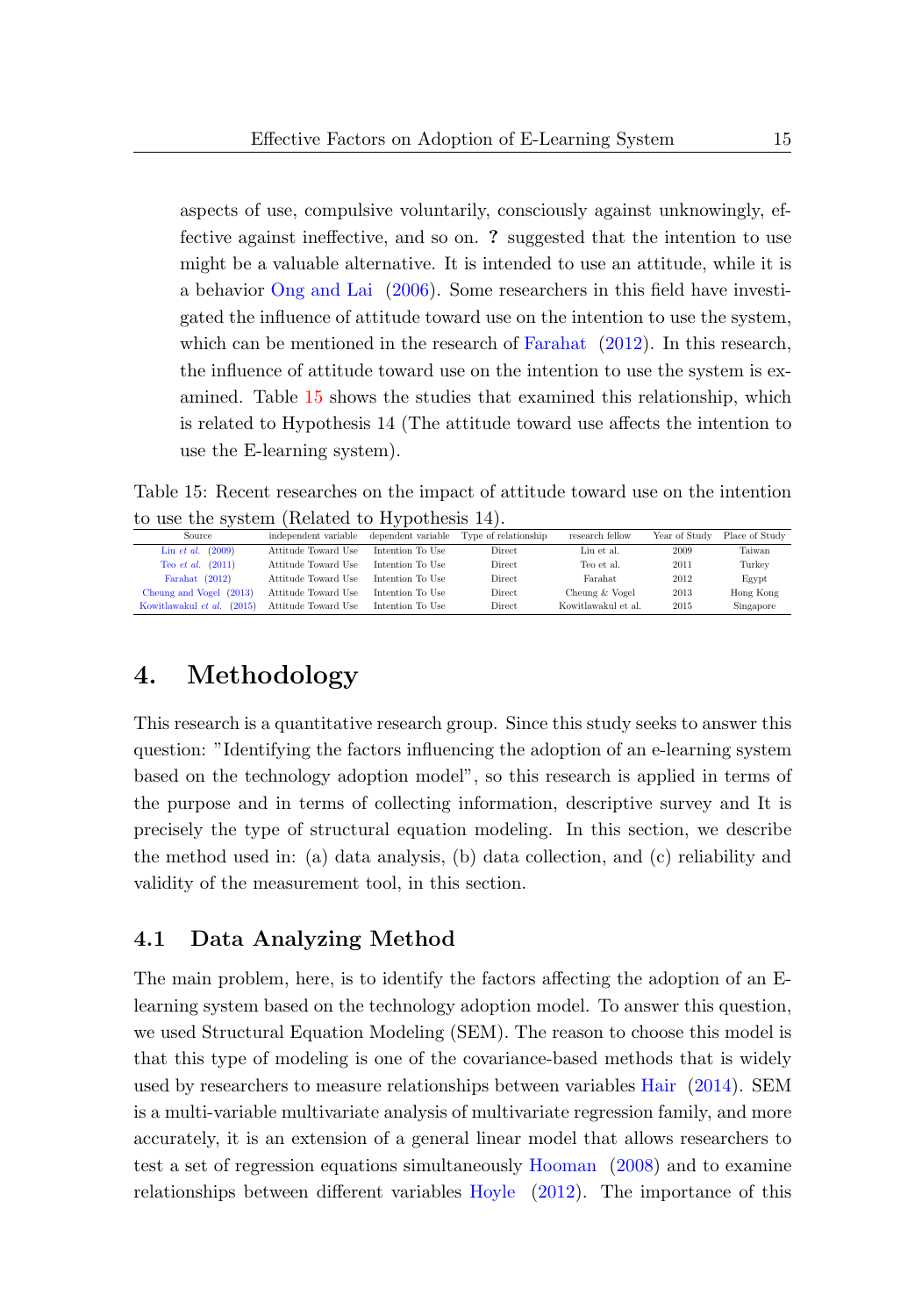aspects of use, compulsive voluntarily, consciously against unknowingly, effective against ineffective, and so on. **?** suggested that the intention to use might be a valuable alternative. It is intended to use an attitude, while it is a behavior Ong and Lai (2006). Some researchers in this field have investigated the influence of attitude toward use on the intention to use the system, which can be mentioned in the research of Farahat (2012). In this research, the influence of attitude toward use on the intention to use the system is examined. Table 15 shows the studies that examined this relationship, which is related to Hypothesis 14 (The attitude toward use affects the intention to use the E-learning system).

Table 15: Recent researches on the impact of attitude toward use on the intention to use the system (Related to Hypothesis 14).

| Source | independent variable | dependent variable | Type of relationship | research fellow | Year of Study | Place of Study |
|---|---|---|---|---|---|---|
| Liu *et al.* (2009) | Attitude Toward Use | Intention To Use | Direct | Liu et al. | 2009 | Taiwan |
| Teo *et al.* (2011) | Attitude Toward Use | Intention To Use | Direct | Teo et al. | 2011 | Turkey |
| Farahat (2012) | Attitude Toward Use | Intention To Use | Direct | Farahat | 2012 | Egypt |
| Cheung and Vogel (2013) | Attitude Toward Use | Intention To Use | Direct | Cheung & Vogel | 2013 | Hong Kong |
| Kowitlawakul *et al.* (2015) | Attitude Toward Use | Intention To Use | Direct | Kowitlawakul et al. | 2015 | Singapore |

# 4. Methodology

This research is a quantitative research group. Since this study seeks to answer this question: "Identifying the factors influencing the adoption of an e-learning system based on the technology adoption model", so this research is applied in terms of the purpose and in terms of collecting information, descriptive survey and It is precisely the type of structural equation modeling. In this section, we describe the method used in: (a) data analysis, (b) data collection, and (c) reliability and validity of the measurement tool, in this section.

## 4.1 Data Analyzing Method

The main problem, here, is to identify the factors affecting the adoption of an E-learning system based on the technology adoption model. To answer this question, we used Structural Equation Modeling (SEM). The reason to choose this model is that this type of modeling is one of the covariance-based methods that is widely used by researchers to measure relationships between variables Hair (2014). SEM is a multi-variable multivariate analysis of multivariate regression family, and more accurately, it is an extension of a general linear model that allows researchers to test a set of regression equations simultaneously Hooman (2008) and to examine relationships between different variables Hoyle (2012). The importance of this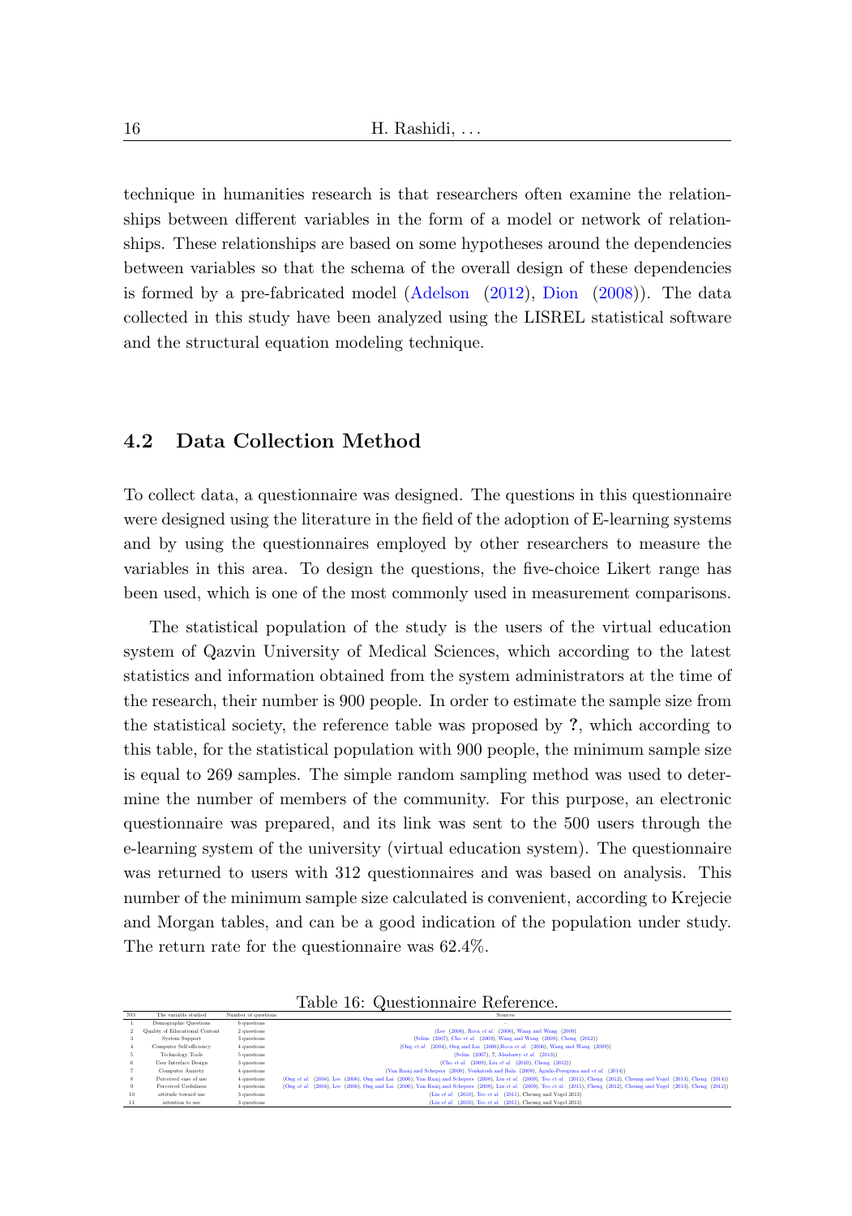technique in humanities research is that researchers often examine the relationships between different variables in the form of a model or network of relationships. These relationships are based on some hypotheses around the dependencies between variables so that the schema of the overall design of these dependencies is formed by a pre-fabricated model (Adelson (2012), Dion (2008)). The data collected in this study have been analyzed using the LISREL statistical software and the structural equation modeling technique.

## 4.2 Data Collection Method

To collect data, a questionnaire was designed. The questions in this questionnaire were designed using the literature in the field of the adoption of E-learning systems and by using the questionnaires employed by other researchers to measure the variables in this area. To design the questions, the five-choice Likert range has been used, which is one of the most commonly used in measurement comparisons.

The statistical population of the study is the users of the virtual education system of Qazvin University of Medical Sciences, which according to the latest statistics and information obtained from the system administrators at the time of the research, their number is 900 people. In order to estimate the sample size from the statistical society, the reference table was proposed by **?**, which according to this table, for the statistical population with 900 people, the minimum sample size is equal to 269 samples. The simple random sampling method was used to determine the number of members of the community. For this purpose, an electronic questionnaire was prepared, and its link was sent to the 500 users through the e-learning system of the university (virtual education system). The questionnaire was returned to users with 312 questionnaires and was based on analysis. This number of the minimum sample size calculated is convenient, according to Krejecie and Morgan tables, and can be a good indication of the population under study. The return rate for the questionnaire was 62.4%.

Table 16: Questionnaire Reference.

| NO. | The variable studied | Number of questions | Sources |
|---|---|---|---|
| 1 | Demographic Questions | 6 questions | - |
| 2 | Quality of Educational Content | 2 questions | (Lee (2006), Roca *et al.* (2006), Wang and Wang (2009) |
| 3 | System Support | 3 questions | (Selim (2007), Cho *et al.* (2009), Wang and Wang (2009), Cheng (2012)) |
| 4 | Computer Self-efficiency | 4 questions | (Ong *et al.* (2004), Ong and Lai (2006),Roca *et al.* (2006), Wang and Wang (2009)) |
| 5 | Technology Tools | 5 questions | (Selim (2007), ?, Abulawy *et al.* (2013)) |
| 6 | User Interface Design | 3 questions | (Cho *et al.* (2009), Liu *et al.* (2010), Cheng (2012)) |
| 7 | Computer Anxiety | 4 questions | (Van Raaij and Schepers (2008), Venkatesh and Bala (2008), Agudo-Peregrina and *et al.* (2014)) |
| 8 | Perceived ease of use | 4 questions | (Ong *et al.* (2004), Lee (2006), Ong and Lai (2006), Van Raaij and Schepers (2008), Liu *et al.* (2009), Teo *et al.* (2011), Cheng (2012), Cheung and Vogel (2013), Cheng (2014)) |
| 9 | Perceived Usefulness | 4 questions | (Ong *et al.* (2004), Lee (2006), Ong and Lai (2006), Van Raaij and Schepers (2008), Liu *et al.* (2009), Teo *et al.* (2011), Cheng (2012), Cheung and Vogel (2013), Cheng (2012)) |
| 10 | attitude toward use | 3 questions | (Liu *et al.* (2010), Teo *et al.* (2011), Cheung and Vogel 2013) |
| 11 | intention to use | 3 questions | (Liu *et al.* (2010), Teo *et al.* (2011), Cheung and Vogel 2013) |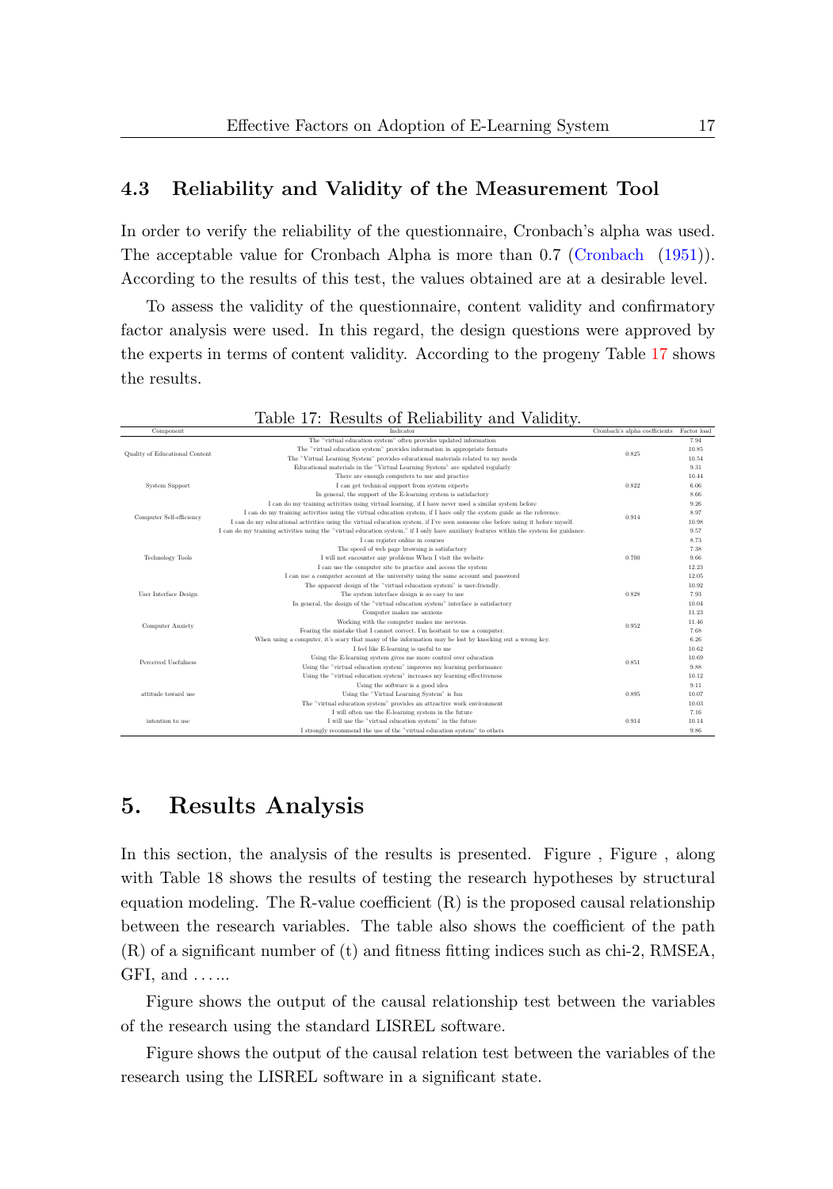## 4.3 Reliability and Validity of the Measurement Tool

In order to verify the reliability of the questionnaire, Cronbach's alpha was used. The acceptable value for Cronbach Alpha is more than 0.7 (Cronbach (1951)). According to the results of this test, the values obtained are at a desirable level.

To assess the validity of the questionnaire, content validity and confirmatory factor analysis were used. In this regard, the design questions were approved by the experts in terms of content validity. According to the progeny Table 17 shows the results.

Table 17: Results of Reliability and Validity.

| Component | Indicator | Cronbach's alpha coefficients | Factor load |
|---|---|---|---|
| Quality of Educational Content | The "virtual education system" often provides updated information | 0.825 | 7.94 |
| | The "virtual education system" provides information in appropriate formats | | 10.85 |
| | The "Virtual Learning System" provides educational materials related to my needs | | 10.54 |
| | Educational materials in the "Virtual Learning System" are updated regularly | | 9.31 |
| System Support | There are enough computers to use and practice | 0.822 | 10.44 |
| | I can get technical support from system experts | | 6.06 |
| | In general, the support of the E-learning system is satisfactory | | 8.66 |
| Computer Self-efficiency | I can do my training activities using virtual learning, if I have never used a similar system before | 0.914 | 9.26 |
| | I can do my training activities using the virtual education system, if I have only the system guide as the reference. | | 8.97 |
| | I can do my educational activities using the virtual education system, if I've seen someone else before using it before myself. | | 10.98 |
| | I can do my training activities using the "virtual education system," if I only have auxiliary features within the system for guidance. | | 9.57 |
| Technology Tools | I can register online in courses | 0.700 | 8.73 |
| | The speed of web page browsing is satisfactory | | 7.38 |
| | I will not encounter any problems When I visit the website | | 9.66 |
| | I can use the computer site to practice and access the system | | 12.23 |
| User Interface Design | I can use a computer account at the university using the same account and password | 0.828 | 12.05 |
| | The apparent design of the "virtual education system" is user-friendly. | | 10.92 |
| | The system interface design is so easy to use | | 7.93 |
| | In general, the design of the "virtual education system" interface is satisfactory | | 10.04 |
| Computer Anxiety | Computer makes me anxious | 0.952 | 11.23 |
| | Working with the computer makes me nervous. | | 11.46 |
| | Fearing the mistake that I cannot correct, I'm hesitant to use a computer. | | 7.68 |
| | When using a computer, it's scary that many of the information may be lost by knocking out a wrong key. | | 6.26 |
| Perceived Usefulness | I feel like E-learning is useful to me | 0.851 | 10.62 |
| | Using the E-learning system gives me more control over education | | 10.69 |
| | Using the "virtual education system" improves my learning performance | | 9.88 |
| | Using the "virtual education system" increases my learning effectiveness | | 10.12 |
| attitude toward use | Using the software is a good idea | 0.895 | 9.11 |
| | Using the "Virtual Learning System" is fun | | 10.07 |
| | The "virtual education system" provides an attractive work environment | | 10.03 |
| intention to use | I will often use the E-learning system in the future | 0.914 | 7.16 |
| | I will use the "virtual education system" in the future | | 10.14 |
| | I strongly recommend the use of the "virtual education system" to others | | 9.86 |

# 5. Results Analysis

In this section, the analysis of the results is presented. Figure , Figure , along with Table 18 shows the results of testing the research hypotheses by structural equation modeling. The R-value coefficient (R) is the proposed causal relationship between the research variables. The table also shows the coefficient of the path (R) of a significant number of (t) and fitness fitting indices such as chi-2, RMSEA, GFI, and ......

Figure shows the output of the causal relationship test between the variables of the research using the standard LISREL software.

Figure shows the output of the causal relation test between the variables of the research using the LISREL software in a significant state.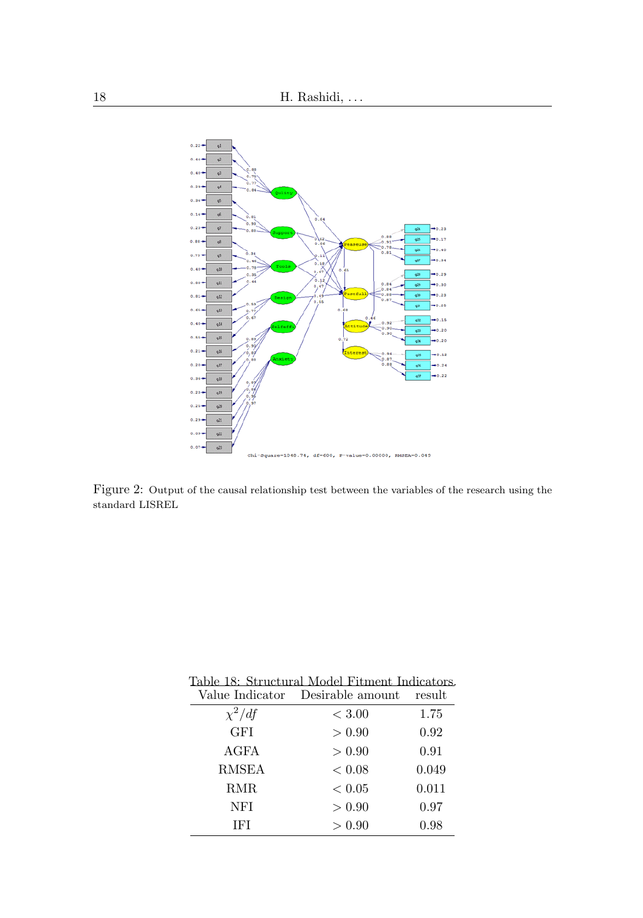Figure 2: Output of the causal relationship test between the variables of the research using the standard LISREL

Table 18: Structural Model Fitment Indicators.

| Value Indicator | Desirable amount | result |
|---|---|---|
| $\chi^2/df$ | $< 3.00$ | 1.75 |
| GFI | $> 0.90$ | 0.92 |
| AGFA | $> 0.90$ | 0.91 |
| RMSEA | $< 0.08$ | 0.049 |
| RMR | $< 0.05$ | 0.011 |
| NFI | $> 0.90$ | 0.97 |
| IFI | $> 0.90$ | 0.98 |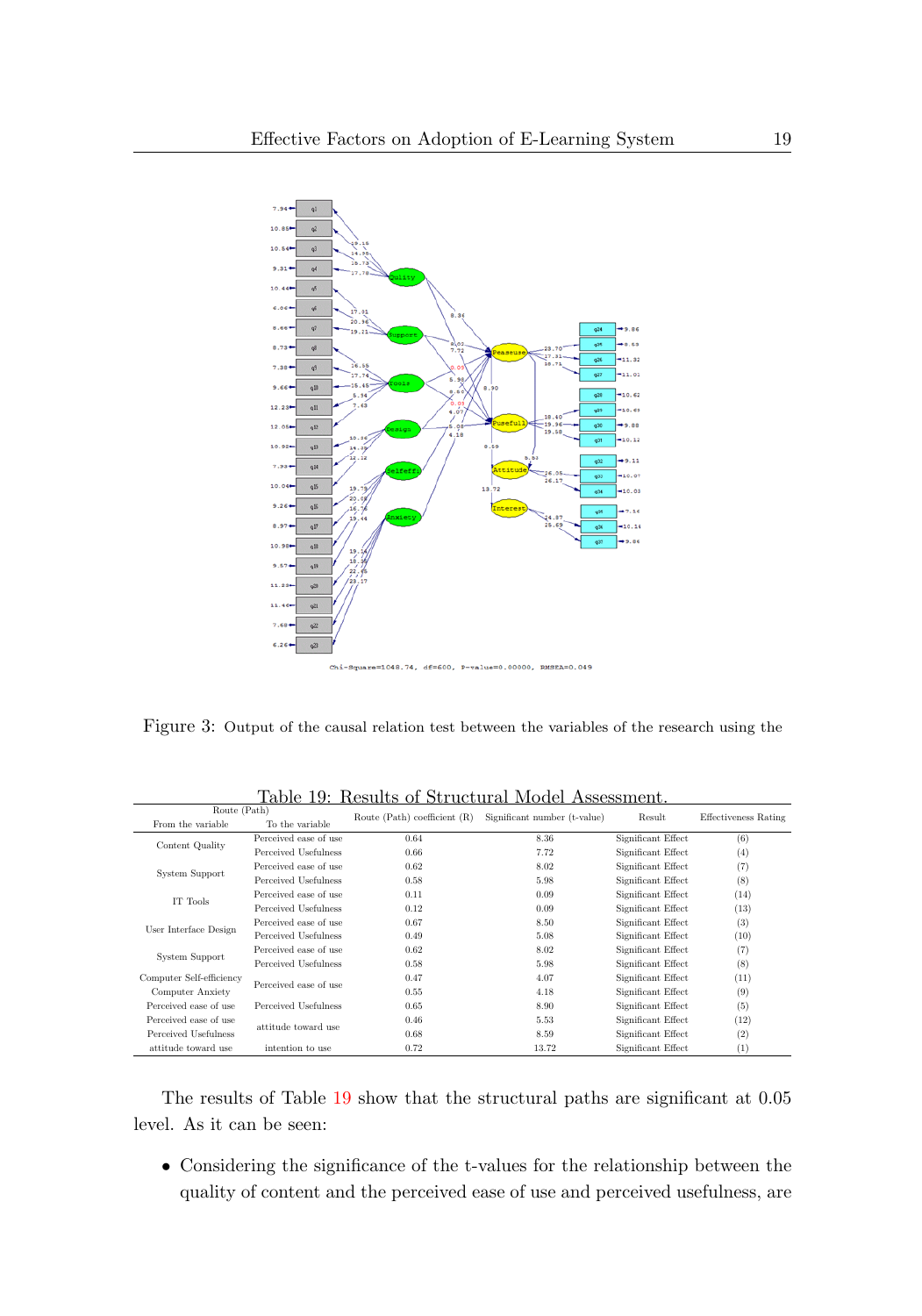Chi-Square=1048.74, df=600, P-value=0.00000, RMSEA=0.049

Figure 3: Output of the causal relation test between the variables of the research using the

Table 19: Results of Structural Model Assessment.

| Route (Path) From the variable | To the variable | Route (Path) coefficient (R) | Significant number (t-value) | Result | Effectiveness Rating |
|---|---|---|---|---|---|
| Content Quality | Perceived ease of use | 0.64 | 8.36 | Significant Effect | (6) |
| | Perceived Usefulness | 0.66 | 7.72 | Significant Effect | (4) |
| System Support | Perceived ease of use | 0.62 | 8.02 | Significant Effect | (7) |
| | Perceived Usefulness | 0.58 | 5.98 | Significant Effect | (8) |
| IT Tools | Perceived ease of use | 0.11 | 0.09 | Significant Effect | (14) |
| | Perceived Usefulness | 0.12 | 0.09 | Significant Effect | (13) |
| User Interface Design | Perceived ease of use | 0.67 | 8.50 | Significant Effect | (3) |
| | Perceived Usefulness | 0.49 | 5.08 | Significant Effect | (10) |
| System Support | Perceived ease of use | 0.62 | 8.02 | Significant Effect | (7) |
| | Perceived Usefulness | 0.58 | 5.98 | Significant Effect | (8) |
| Computer Self-efficiency | Perceived ease of use | 0.47 | 4.07 | Significant Effect | (11) |
| Computer Anxiety | | 0.55 | 4.18 | Significant Effect | (9) |
| Perceived ease of use | Perceived Usefulness | 0.65 | 8.90 | Significant Effect | (5) |
| Perceived ease of use | attitude toward use | 0.46 | 5.53 | Significant Effect | (12) |
| Perceived Usefulness | | 0.68 | 8.59 | Significant Effect | (2) |
| attitude toward use | intention to use | 0.72 | 13.72 | Significant Effect | (1) |

The results of Table 19 show that the structural paths are significant at 0.05 level. As it can be seen:

- Considering the significance of the t-values for the relationship between the quality of content and the perceived ease of use and perceived usefulness, are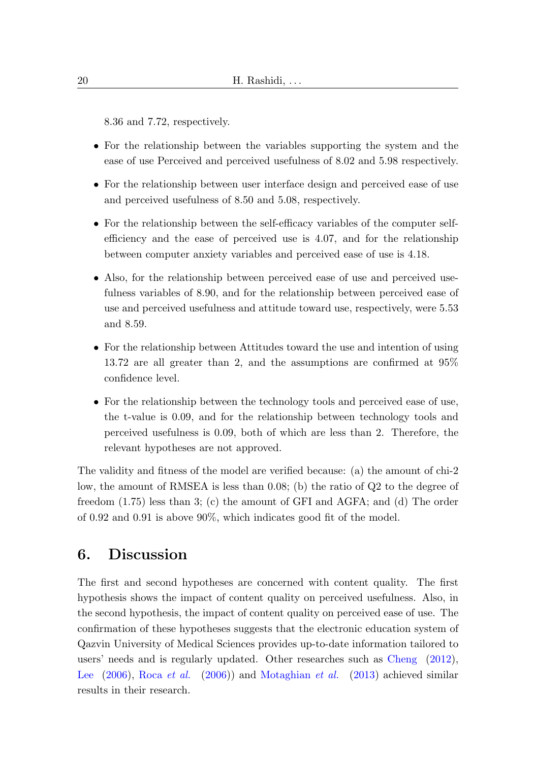8.36 and 7.72, respectively.

- For the relationship between the variables supporting the system and the ease of use Perceived and perceived usefulness of 8.02 and 5.98 respectively.
- For the relationship between user interface design and perceived ease of use and perceived usefulness of 8.50 and 5.08, respectively.
- For the relationship between the self-efficacy variables of the computer self-efficiency and the ease of perceived use is 4.07, and for the relationship between computer anxiety variables and perceived ease of use is 4.18.
- Also, for the relationship between perceived ease of use and perceived usefulness variables of 8.90, and for the relationship between perceived ease of use and perceived usefulness and attitude toward use, respectively, were 5.53 and 8.59.
- For the relationship between Attitudes toward the use and intention of using 13.72 are all greater than 2, and the assumptions are confirmed at 95% confidence level.
- For the relationship between the technology tools and perceived ease of use, the t-value is 0.09, and for the relationship between technology tools and perceived usefulness is 0.09, both of which are less than 2. Therefore, the relevant hypotheses are not approved.

The validity and fitness of the model are verified because: (a) the amount of chi-2 low, the amount of RMSEA is less than 0.08; (b) the ratio of Q2 to the degree of freedom (1.75) less than 3; (c) the amount of GFI and AGFA; and (d) The order of 0.92 and 0.91 is above 90%, which indicates good fit of the model.

## 6. Discussion

The first and second hypotheses are concerned with content quality. The first hypothesis shows the impact of content quality on perceived usefulness. Also, in the second hypothesis, the impact of content quality on perceived ease of use. The confirmation of these hypotheses suggests that the electronic education system of Qazvin University of Medical Sciences provides up-to-date information tailored to users' needs and is regularly updated. Other researches such as Cheng (2012), Lee (2006), Roca *et al.* (2006)) and Motaghian *et al.* (2013) achieved similar results in their research.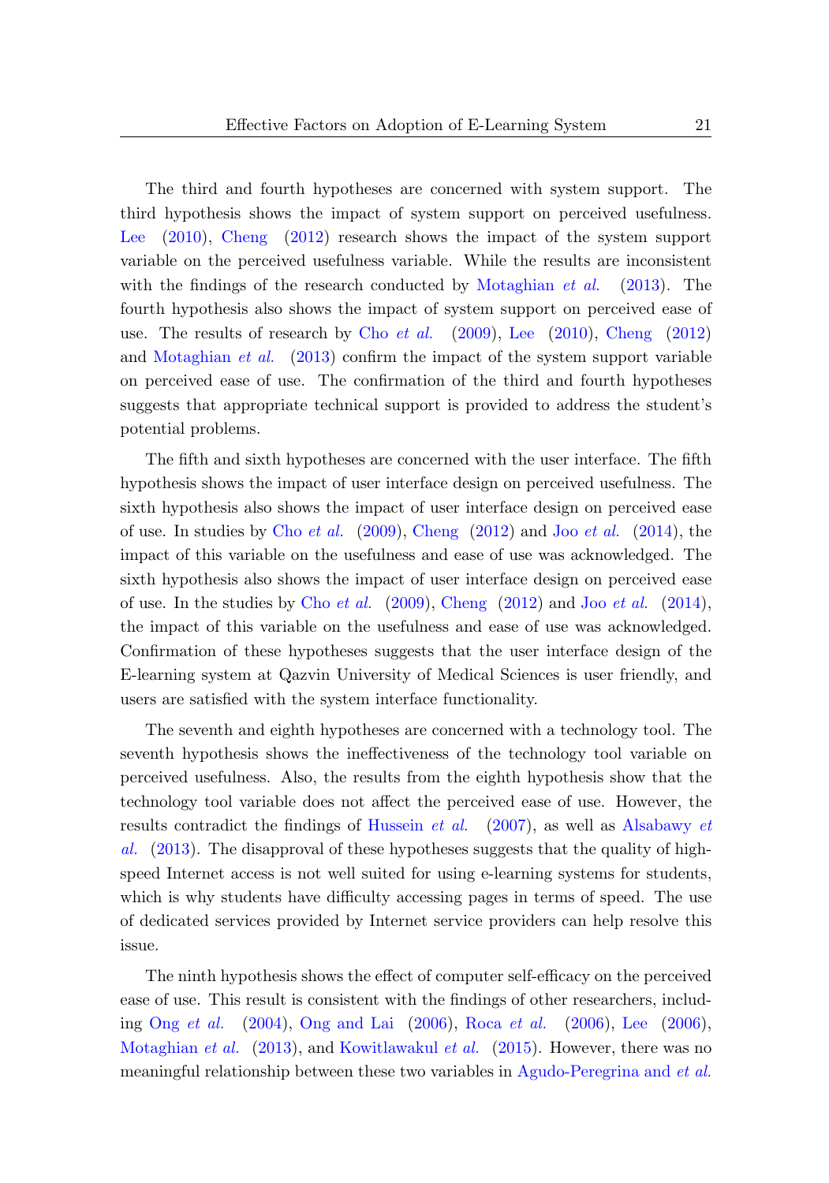The third and fourth hypotheses are concerned with system support. The third hypothesis shows the impact of system support on perceived usefulness. Lee (2010), Cheng (2012) research shows the impact of the system support variable on the perceived usefulness variable. While the results are inconsistent with the findings of the research conducted by Motaghian *et al.* (2013). The fourth hypothesis also shows the impact of system support on perceived ease of use. The results of research by Cho *et al.* (2009), Lee (2010), Cheng (2012) and Motaghian *et al.* (2013) confirm the impact of the system support variable on perceived ease of use. The confirmation of the third and fourth hypotheses suggests that appropriate technical support is provided to address the student's potential problems.

The fifth and sixth hypotheses are concerned with the user interface. The fifth hypothesis shows the impact of user interface design on perceived usefulness. The sixth hypothesis also shows the impact of user interface design on perceived ease of use. In studies by Cho *et al.* (2009), Cheng (2012) and Joo *et al.* (2014), the impact of this variable on the usefulness and ease of use was acknowledged. The sixth hypothesis also shows the impact of user interface design on perceived ease of use. In the studies by Cho *et al.* (2009), Cheng (2012) and Joo *et al.* (2014), the impact of this variable on the usefulness and ease of use was acknowledged. Confirmation of these hypotheses suggests that the user interface design of the E-learning system at Qazvin University of Medical Sciences is user friendly, and users are satisfied with the system interface functionality.

The seventh and eighth hypotheses are concerned with a technology tool. The seventh hypothesis shows the ineffectiveness of the technology tool variable on perceived usefulness. Also, the results from the eighth hypothesis show that the technology tool variable does not affect the perceived ease of use. However, the results contradict the findings of Hussein *et al.* (2007), as well as Alsabawy *et al.* (2013). The disapproval of these hypotheses suggests that the quality of high-speed Internet access is not well suited for using e-learning systems for students, which is why students have difficulty accessing pages in terms of speed. The use of dedicated services provided by Internet service providers can help resolve this issue.

The ninth hypothesis shows the effect of computer self-efficacy on the perceived ease of use. This result is consistent with the findings of other researchers, including Ong *et al.* (2004), Ong and Lai (2006), Roca *et al.* (2006), Lee (2006), Motaghian *et al.* (2013), and Kowitlawakul *et al.* (2015). However, there was no meaningful relationship between these two variables in Agudo-Peregrina and *et al.*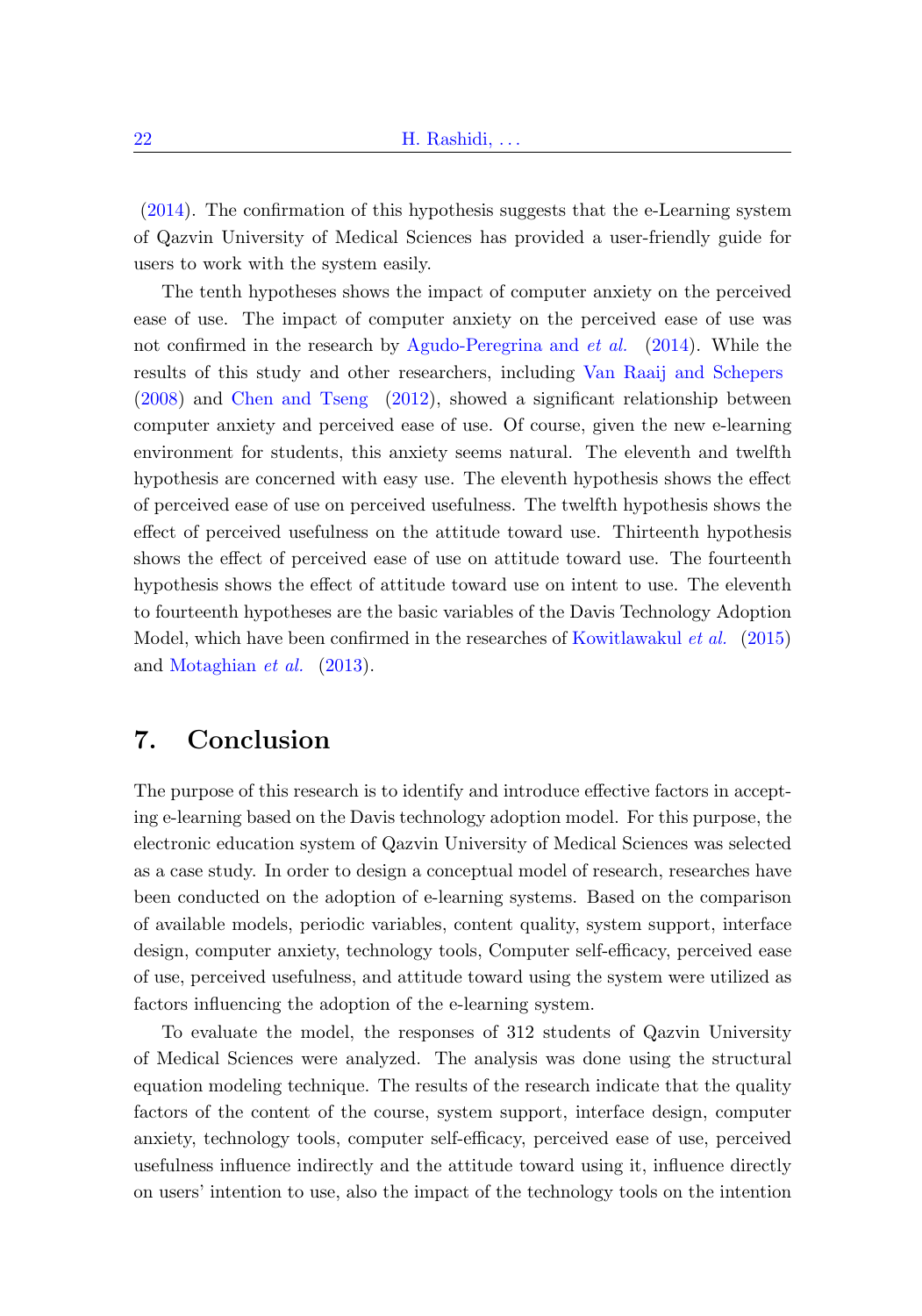(2014). The confirmation of this hypothesis suggests that the e-Learning system of Qazvin University of Medical Sciences has provided a user-friendly guide for users to work with the system easily.

The tenth hypotheses shows the impact of computer anxiety on the perceived ease of use. The impact of computer anxiety on the perceived ease of use was not confirmed in the research by Agudo-Peregrina and *et al.* (2014). While the results of this study and other researchers, including Van Raaij and Schepers (2008) and Chen and Tseng (2012), showed a significant relationship between computer anxiety and perceived ease of use. Of course, given the new e-learning environment for students, this anxiety seems natural. The eleventh and twelfth hypothesis are concerned with easy use. The eleventh hypothesis shows the effect of perceived ease of use on perceived usefulness. The twelfth hypothesis shows the effect of perceived usefulness on the attitude toward use. Thirteenth hypothesis shows the effect of perceived ease of use on attitude toward use. The fourteenth hypothesis shows the effect of attitude toward use on intent to use. The eleventh to fourteenth hypotheses are the basic variables of the Davis Technology Adoption Model, which have been confirmed in the researches of Kowitlawakul *et al.* (2015) and Motaghian *et al.* (2013).

## 7. Conclusion

The purpose of this research is to identify and introduce effective factors in accepting e-learning based on the Davis technology adoption model. For this purpose, the electronic education system of Qazvin University of Medical Sciences was selected as a case study. In order to design a conceptual model of research, researches have been conducted on the adoption of e-learning systems. Based on the comparison of available models, periodic variables, content quality, system support, interface design, computer anxiety, technology tools, Computer self-efficacy, perceived ease of use, perceived usefulness, and attitude toward using the system were utilized as factors influencing the adoption of the e-learning system.

To evaluate the model, the responses of 312 students of Qazvin University of Medical Sciences were analyzed. The analysis was done using the structural equation modeling technique. The results of the research indicate that the quality factors of the content of the course, system support, interface design, computer anxiety, technology tools, computer self-efficacy, perceived ease of use, perceived usefulness influence indirectly and the attitude toward using it, influence directly on users' intention to use, also the impact of the technology tools on the intention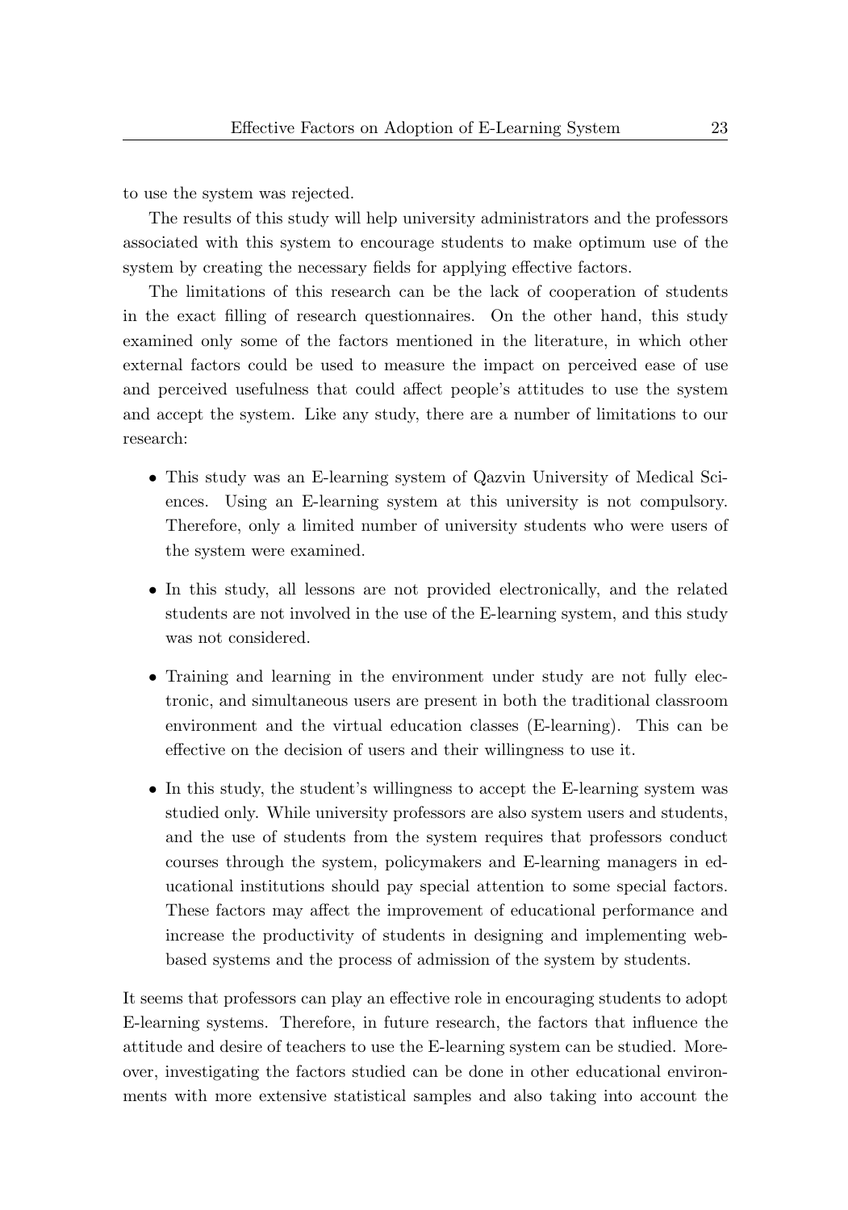to use the system was rejected.

The results of this study will help university administrators and the professors associated with this system to encourage students to make optimum use of the system by creating the necessary fields for applying effective factors.

The limitations of this research can be the lack of cooperation of students in the exact filling of research questionnaires. On the other hand, this study examined only some of the factors mentioned in the literature, in which other external factors could be used to measure the impact on perceived ease of use and perceived usefulness that could affect people's attitudes to use the system and accept the system. Like any study, there are a number of limitations to our research:

- This study was an E-learning system of Qazvin University of Medical Sciences. Using an E-learning system at this university is not compulsory. Therefore, only a limited number of university students who were users of the system were examined.
- In this study, all lessons are not provided electronically, and the related students are not involved in the use of the E-learning system, and this study was not considered.
- Training and learning in the environment under study are not fully electronic, and simultaneous users are present in both the traditional classroom environment and the virtual education classes (E-learning). This can be effective on the decision of users and their willingness to use it.
- In this study, the student's willingness to accept the E-learning system was studied only. While university professors are also system users and students, and the use of students from the system requires that professors conduct courses through the system, policymakers and E-learning managers in educational institutions should pay special attention to some special factors. These factors may affect the improvement of educational performance and increase the productivity of students in designing and implementing web-based systems and the process of admission of the system by students.

It seems that professors can play an effective role in encouraging students to adopt E-learning systems. Therefore, in future research, the factors that influence the attitude and desire of teachers to use the E-learning system can be studied. Moreover, investigating the factors studied can be done in other educational environments with more extensive statistical samples and also taking into account the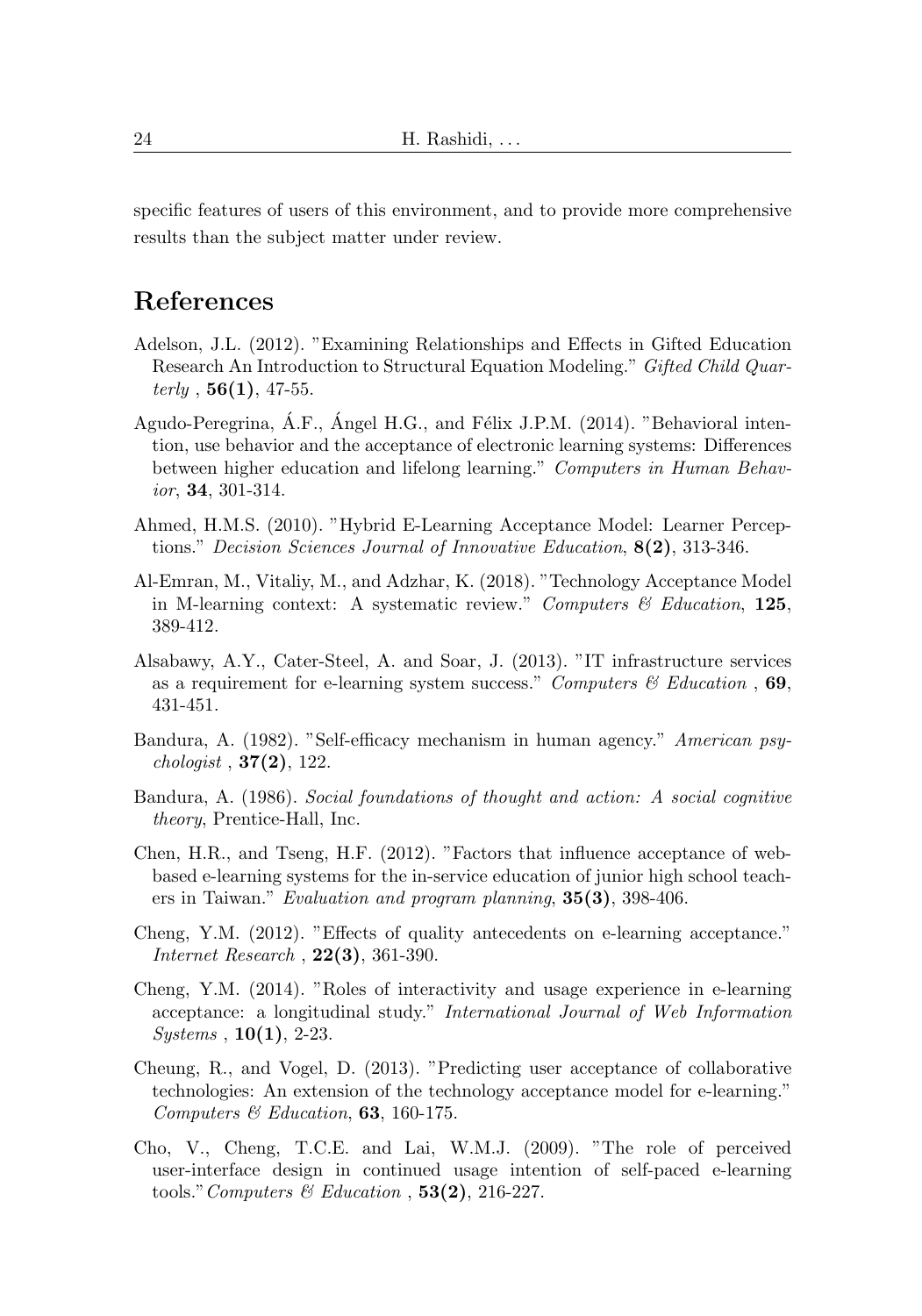specific features of users of this environment, and to provide more comprehensive results than the subject matter under review.

# References

Adelson, J.L. (2012). "Examining Relationships and Effects in Gifted Education Research An Introduction to Structural Equation Modeling." *Gifted Child Quarterly* , **56(1)**, 47-55.

Agudo-Peregrina, Á.F., Ángel H.G., and Félix J.P.M. (2014). "Behavioral intention, use behavior and the acceptance of electronic learning systems: Differences between higher education and lifelong learning." *Computers in Human Behavior*, **34**, 301-314.

Ahmed, H.M.S. (2010). "Hybrid E-Learning Acceptance Model: Learner Perceptions." *Decision Sciences Journal of Innovative Education*, **8(2)**, 313-346.

Al-Emran, M., Vitaliy, M., and Adzhar, K. (2018). "Technology Acceptance Model in M-learning context: A systematic review." *Computers & Education*, **125**, 389-412.

Alsabawy, A.Y., Cater-Steel, A. and Soar, J. (2013). "IT infrastructure services as a requirement for e-learning system success." *Computers & Education* , **69**, 431-451.

Bandura, A. (1982). "Self-efficacy mechanism in human agency." *American psychologist* , **37(2)**, 122.

Bandura, A. (1986). *Social foundations of thought and action: A social cognitive theory*, Prentice-Hall, Inc.

Chen, H.R., and Tseng, H.F. (2012). "Factors that influence acceptance of web-based e-learning systems for the in-service education of junior high school teachers in Taiwan." *Evaluation and program planning*, **35(3)**, 398-406.

Cheng, Y.M. (2012). "Effects of quality antecedents on e-learning acceptance." *Internet Research* , **22(3)**, 361-390.

Cheng, Y.M. (2014). "Roles of interactivity and usage experience in e-learning acceptance: a longitudinal study." *International Journal of Web Information Systems* , **10(1)**, 2-23.

Cheung, R., and Vogel, D. (2013). "Predicting user acceptance of collaborative technologies: An extension of the technology acceptance model for e-learning." *Computers & Education*, **63**, 160-175.

Cho, V., Cheng, T.C.E. and Lai, W.M.J. (2009). "The role of perceived user-interface design in continued usage intention of self-paced e-learning tools."*Computers & Education* , **53(2)**, 216-227.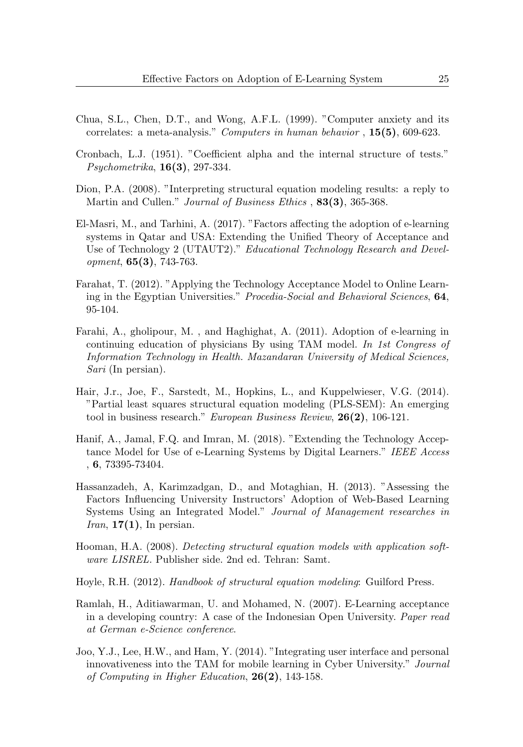Chua, S.L., Chen, D.T., and Wong, A.F.L. (1999). "Computer anxiety and its correlates: a meta-analysis." *Computers in human behavior* , **15(5)**, 609-623.

Cronbach, L.J. (1951). "Coefficient alpha and the internal structure of tests." *Psychometrika*, **16(3)**, 297-334.

Dion, P.A. (2008). "Interpreting structural equation modeling results: a reply to Martin and Cullen." *Journal of Business Ethics* , **83(3)**, 365-368.

El-Masri, M., and Tarhini, A. (2017). "Factors affecting the adoption of e-learning systems in Qatar and USA: Extending the Unified Theory of Acceptance and Use of Technology 2 (UTAUT2)." *Educational Technology Research and Development*, **65(3)**, 743-763.

Farahat, T. (2012). "Applying the Technology Acceptance Model to Online Learning in the Egyptian Universities." *Procedia-Social and Behavioral Sciences*, **64**, 95-104.

Farahi, A., gholipour, M. , and Haghighat, A. (2011). Adoption of e-learning in continuing education of physicians By using TAM model. *In 1st Congress of Information Technology in Health. Mazandaran University of Medical Sciences, Sari* (In persian).

Hair, J.r., Joe, F., Sarstedt, M., Hopkins, L., and Kuppelwieser, V.G. (2014). "Partial least squares structural equation modeling (PLS-SEM): An emerging tool in business research." *European Business Review*, **26(2)**, 106-121.

Hanif, A., Jamal, F.Q. and Imran, M. (2018). "Extending the Technology Acceptance Model for Use of e-Learning Systems by Digital Learners." *IEEE Access* , **6**, 73395-73404.

Hassanzadeh, A, Karimzadgan, D., and Motaghian, H. (2013). "Assessing the Factors Influencing University Instructors' Adoption of Web-Based Learning Systems Using an Integrated Model." *Journal of Management researches in Iran*, **17(1)**, In persian.

Hooman, H.A. (2008). *Detecting structural equation models with application software LISREL.* Publisher side. 2nd ed. Tehran: Samt.

Hoyle, R.H. (2012). *Handbook of structural equation modeling*: Guilford Press.

Ramlah, H., Aditiawarman, U. and Mohamed, N. (2007). E-Learning acceptance in a developing country: A case of the Indonesian Open University. *Paper read at German e-Science conference*.

Joo, Y.J., Lee, H.W., and Ham, Y. (2014). "Integrating user interface and personal innovativeness into the TAM for mobile learning in Cyber University." *Journal of Computing in Higher Education*, **26(2)**, 143-158.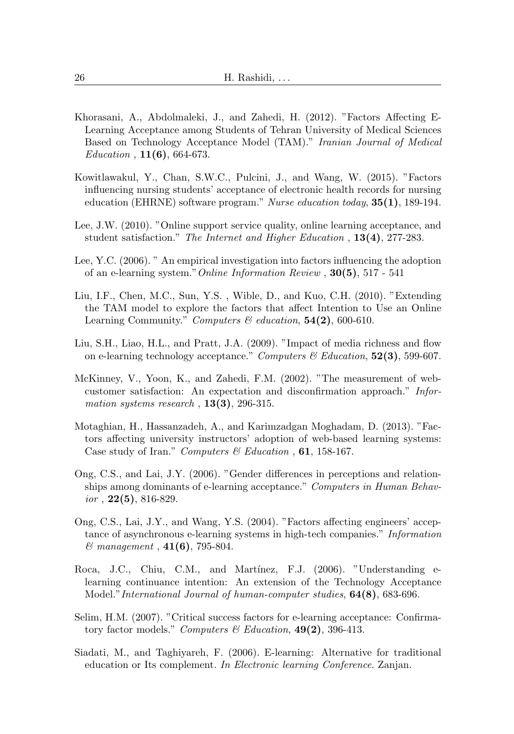Khorasani, A., Abdolmaleki, J., and Zahedi, H. (2012). "Factors Affecting E-Learning Acceptance among Students of Tehran University of Medical Sciences Based on Technology Acceptance Model (TAM)." *Iranian Journal of Medical Education* , **11(6)**, 664-673.

Kowitlawakul, Y., Chan, S.W.C., Pulcini, J., and Wang, W. (2015). "Factors influencing nursing students' acceptance of electronic health records for nursing education (EHRNE) software program." *Nurse education today*, **35(1)**, 189-194.

Lee, J.W. (2010). "Online support service quality, online learning acceptance, and student satisfaction." *The Internet and Higher Education* , **13(4)**, 277-283.

Lee, Y.C. (2006). " An empirical investigation into factors influencing the adoption of an e-learning system."*Online Information Review* , **30(5)**, 517 - 541

Liu, I.F., Chen, M.C., Sun, Y.S. , Wible, D., and Kuo, C.H. (2010). "Extending the TAM model to explore the factors that affect Intention to Use an Online Learning Community." *Computers & education*, **54(2)**, 600-610.

Liu, S.H., Liao, H.L., and Pratt, J.A. (2009). "Impact of media richness and flow on e-learning technology acceptance." *Computers & Education*, **52(3)**, 599-607.

McKinney, V., Yoon, K., and Zahedi, F.M. (2002). "The measurement of web-customer satisfaction: An expectation and disconfirmation approach." *Information systems research* , **13(3)**, 296-315.

Motaghian, H., Hassanzadeh, A., and Karimzadgan Moghadam, D. (2013). "Factors affecting university instructors' adoption of web-based learning systems: Case study of Iran." *Computers & Education* , **61**, 158-167.

Ong, C.S., and Lai, J.Y. (2006). "Gender differences in perceptions and relationships among dominants of e-learning acceptance." *Computers in Human Behavior* , **22(5)**, 816-829.

Ong, C.S., Lai, J.Y., and Wang, Y.S. (2004). "Factors affecting engineers' acceptance of asynchronous e-learning systems in high-tech companies." *Information & management* , **41(6)**, 795-804.

Roca, J.C., Chiu, C.M., and Martínez, F.J. (2006). "Understanding e-learning continuance intention: An extension of the Technology Acceptance Model."*International Journal of human-computer studies*, **64(8)**, 683-696.

Selim, H.M. (2007). "Critical success factors for e-learning acceptance: Confirmatory factor models." *Computers & Education*, **49(2)**, 396-413.

Siadati, M., and Taghiyareh, F. (2006). E-learning: Alternative for traditional education or Its complement. *In Electronic learning Conference*. Zanjan.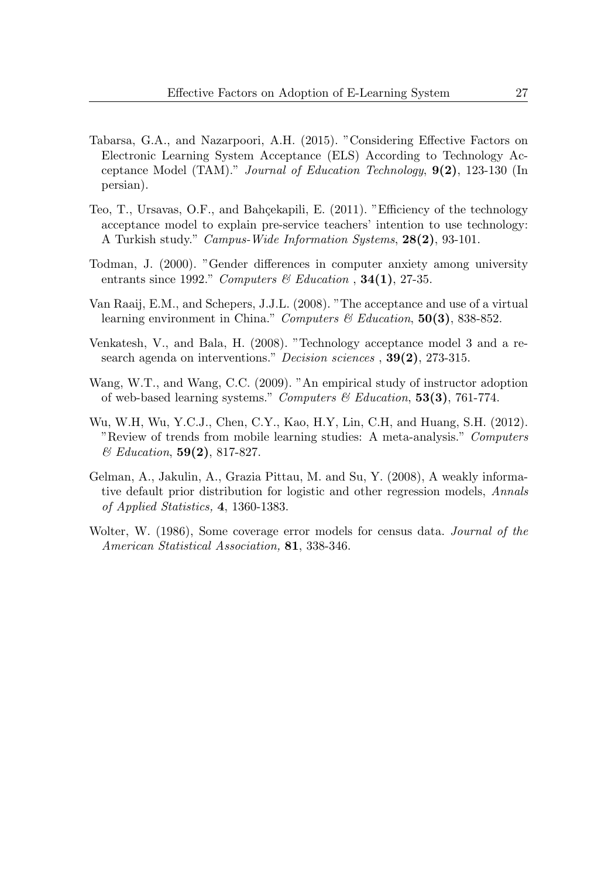Tabarsa, G.A., and Nazarpoori, A.H. (2015). "Considering Effective Factors on Electronic Learning System Acceptance (ELS) According to Technology Acceptance Model (TAM)." *Journal of Education Technology*, **9(2)**, 123-130 (In persian).

Teo, T., Ursavas, O.F., and Bahçekapili, E. (2011). "Efficiency of the technology acceptance model to explain pre-service teachers' intention to use technology: A Turkish study." *Campus-Wide Information Systems*, **28(2)**, 93-101.

Todman, J. (2000). "Gender differences in computer anxiety among university entrants since 1992." *Computers & Education* , **34(1)**, 27-35.

Van Raaij, E.M., and Schepers, J.J.L. (2008). "The acceptance and use of a virtual learning environment in China." *Computers & Education*, **50(3)**, 838-852.

Venkatesh, V., and Bala, H. (2008). "Technology acceptance model 3 and a research agenda on interventions." *Decision sciences* , **39(2)**, 273-315.

Wang, W.T., and Wang, C.C. (2009). "An empirical study of instructor adoption of web-based learning systems." *Computers & Education*, **53(3)**, 761-774.

Wu, W.H, Wu, Y.C.J., Chen, C.Y., Kao, H.Y, Lin, C.H, and Huang, S.H. (2012). "Review of trends from mobile learning studies: A meta-analysis." *Computers & Education*, **59(2)**, 817-827.

Gelman, A., Jakulin, A., Grazia Pittau, M. and Su, Y. (2008), A weakly informative default prior distribution for logistic and other regression models, *Annals of Applied Statistics,* **4**, 1360-1383.

Wolter, W. (1986), Some coverage error models for census data. *Journal of the American Statistical Association,* **81**, 338-346.